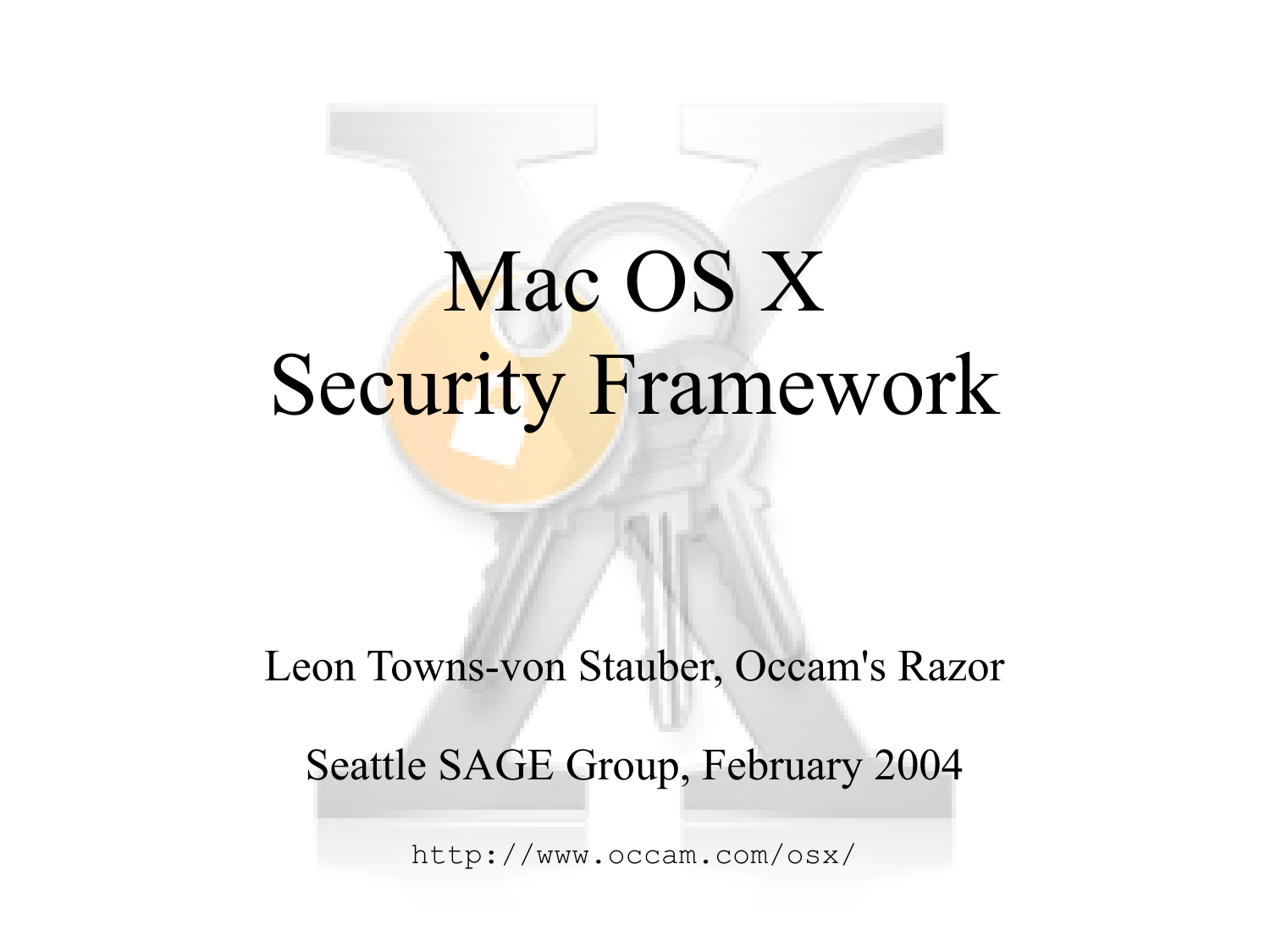# Mac OS X Security Framework

Leon Towns-von Stauber, Occam's Razor

Seattle SAGE Group, February 2004

http://www.occam.com/osx/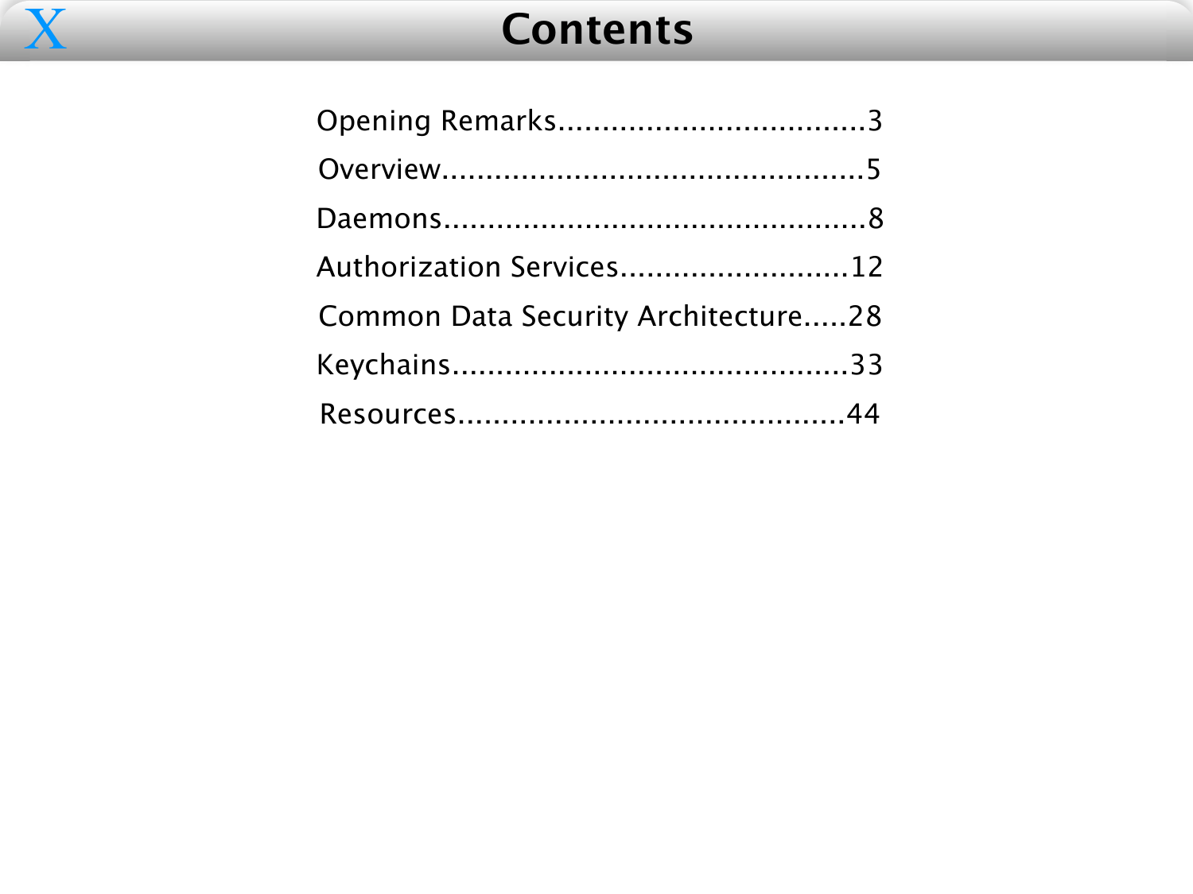# Contents

Opening Remarks....................................3

Overview...............................................5

Daemons................................................8

Authorization Services..........................12

Common Data Security Architecture.....28

Keychains.............................................33

Resources...........................................44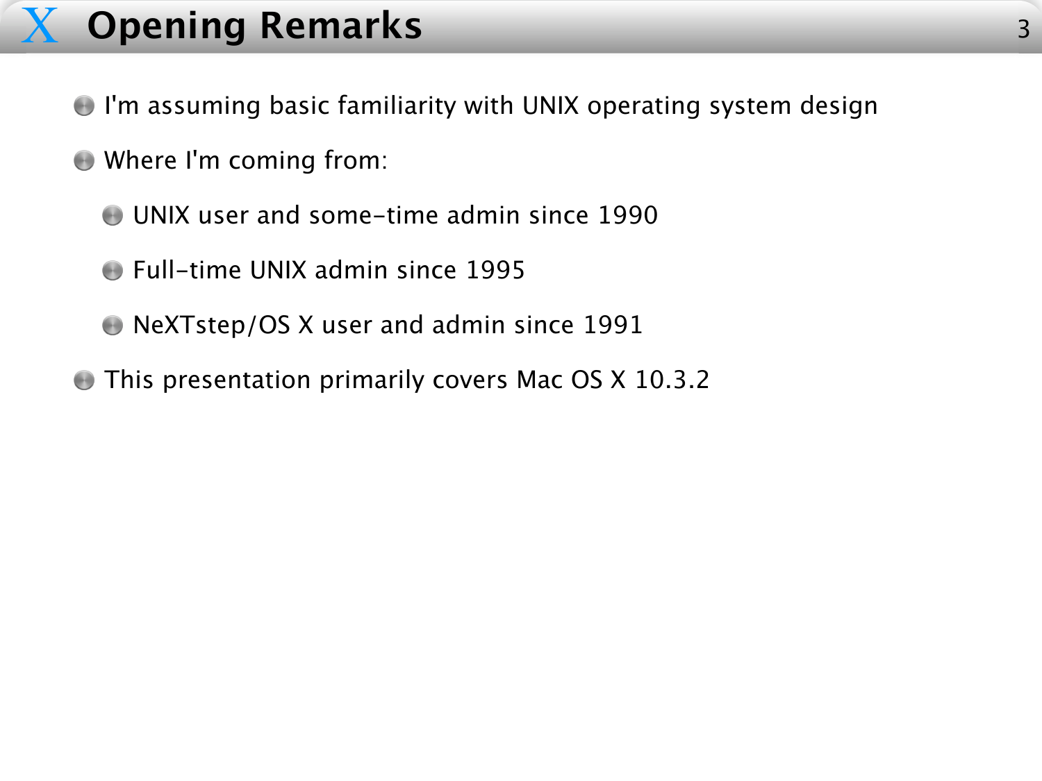# Opening Remarks

- I'm assuming basic familiarity with UNIX operating system design
- Where I'm coming from:
  - UNIX user and some-time admin since 1990
  - Full-time UNIX admin since 1995
  - NeXTstep/OS X user and admin since 1991
- This presentation primarily covers Mac OS X 10.3.2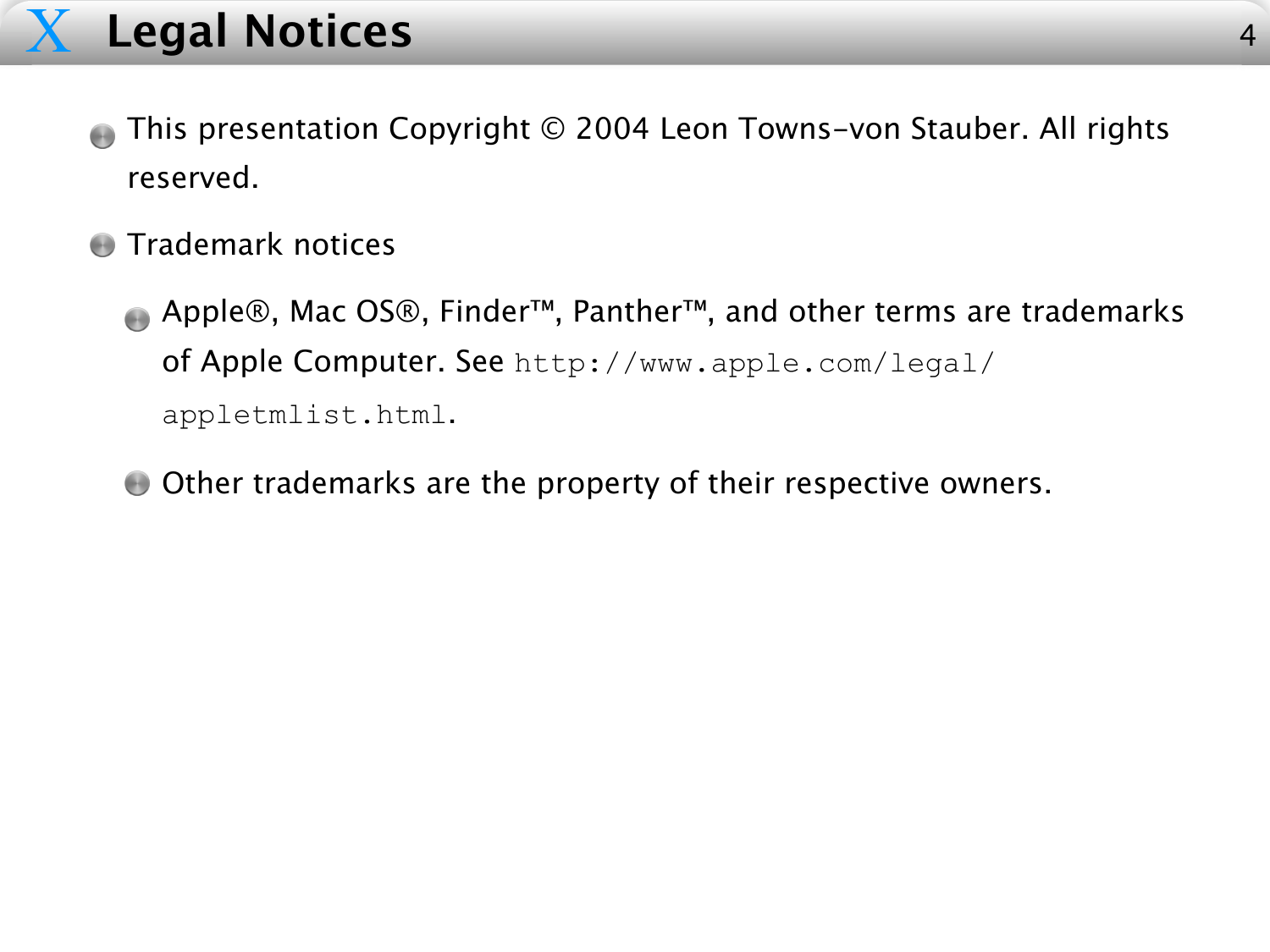# Legal Notices

- This presentation Copyright © 2004 Leon Towns-von Stauber. All rights reserved.
- Trademark notices
    - Apple®, Mac OS®, Finder™, Panther™, and other terms are trademarks of Apple Computer. See `http://www.apple.com/legal/appletmlist.html`.
    - Other trademarks are the property of their respective owners.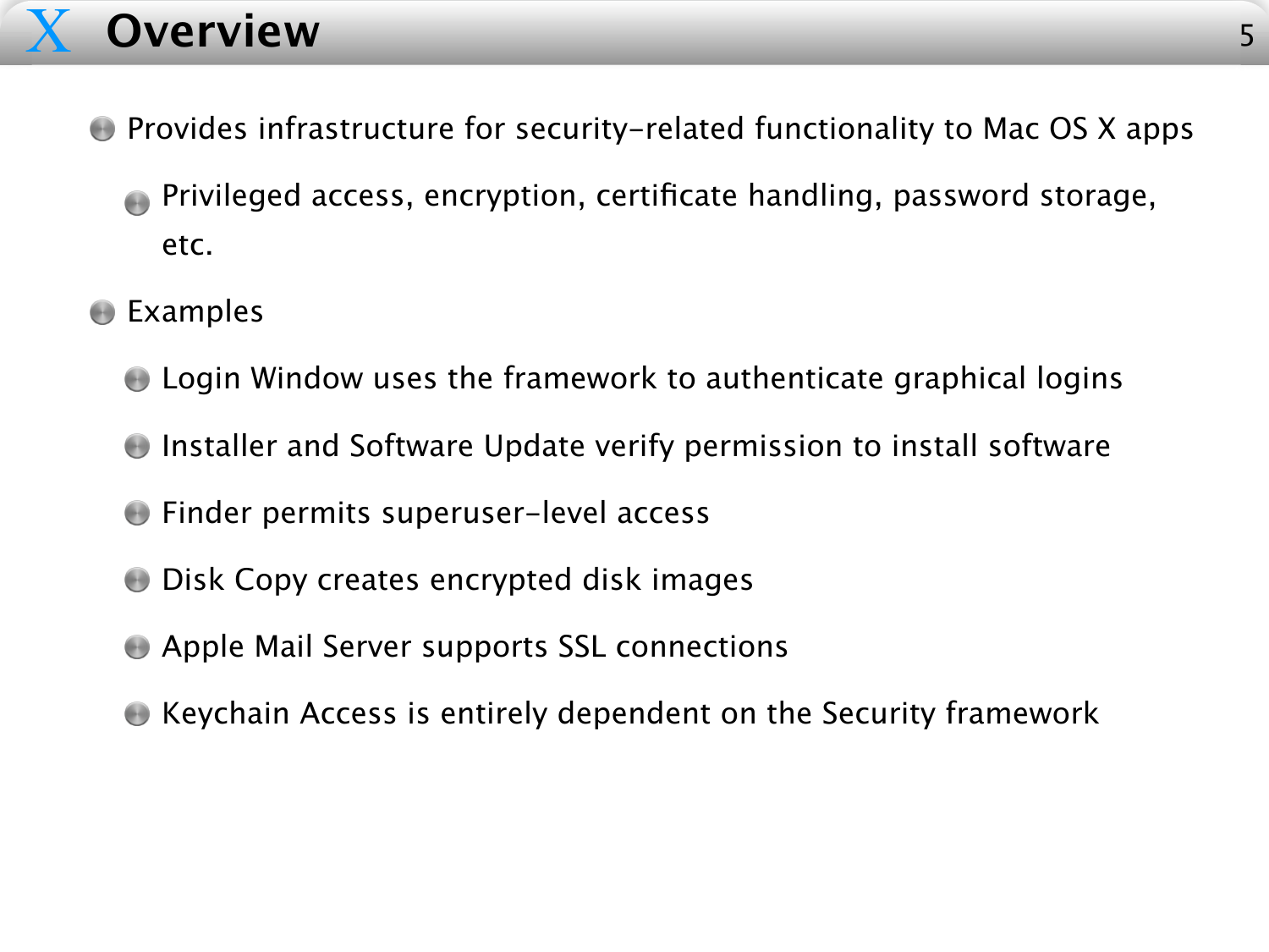# Overview

- Provides infrastructure for security-related functionality to Mac OS X apps
  - Privileged access, encryption, certificate handling, password storage, etc.
- Examples
  - Login Window uses the framework to authenticate graphical logins
  - Installer and Software Update verify permission to install software
  - Finder permits superuser-level access
  - Disk Copy creates encrypted disk images
  - Apple Mail Server supports SSL connections
  - Keychain Access is entirely dependent on the Security framework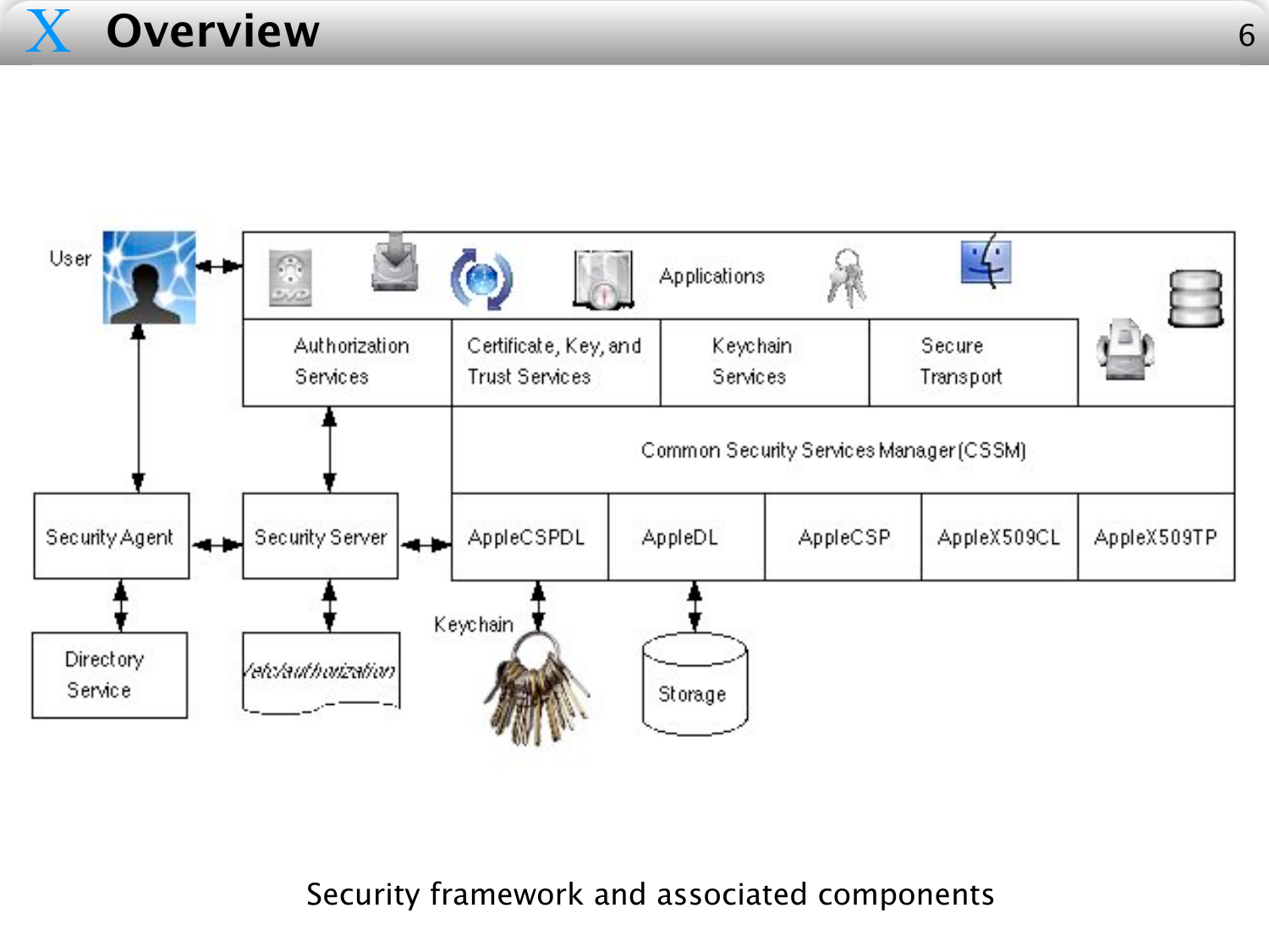# Overview

User

Applications

| Authorization Services | Certificate, Key, and Trust Services | Keychain Services | Secure Transport |
|---|---|---|---|

Common Security Services Manager (CSSM)

| AppleCSPDL | AppleDL | AppleCSP | AppleX509CL | AppleX509TP |
|---|---|---|---|---|

Security Agent

Security Server

Directory Service

/etc/authorization

Keychain

Storage

Security framework and associated components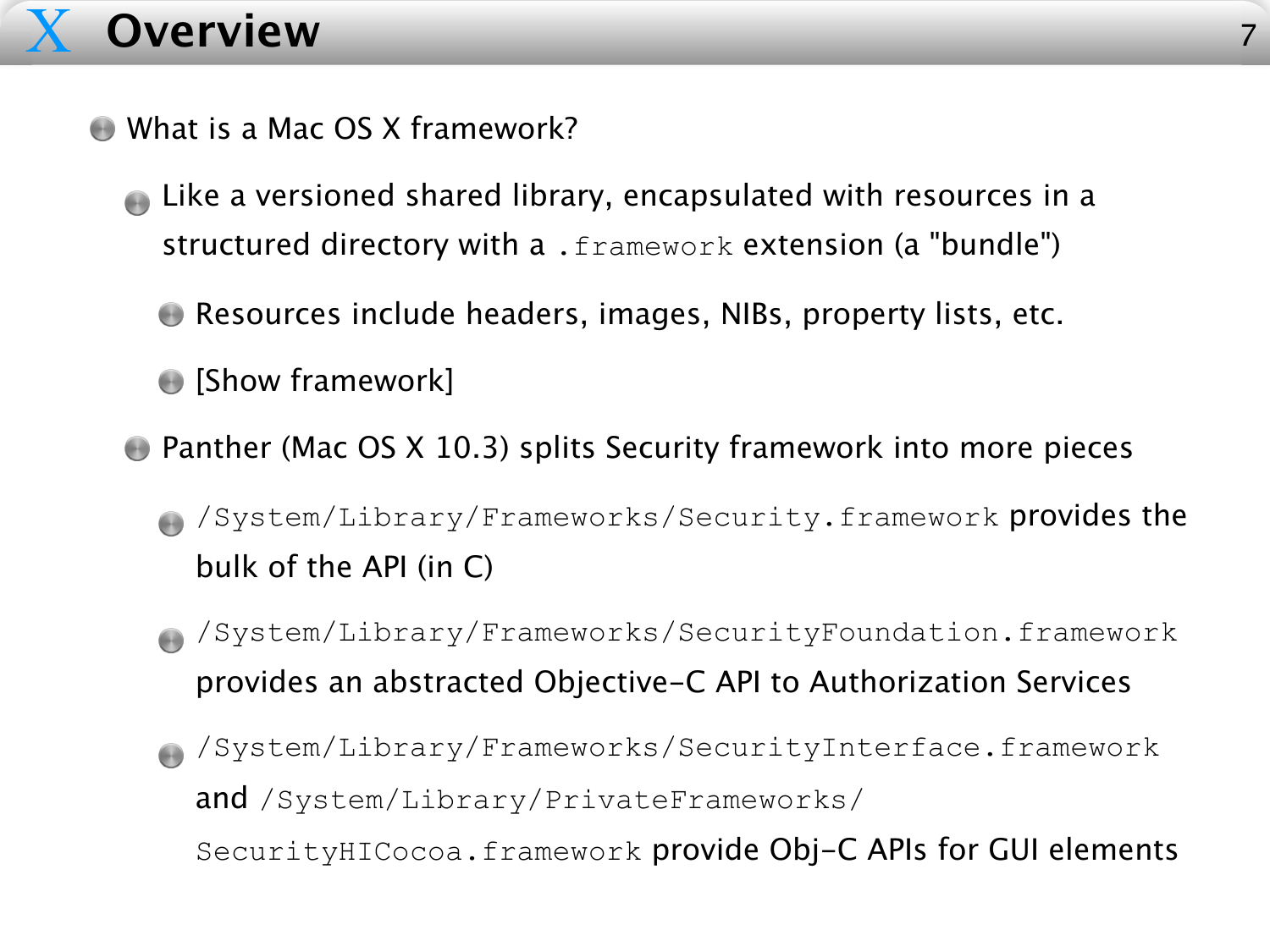# Overview

- What is a Mac OS X framework?
  - Like a versioned shared library, encapsulated with resources in a structured directory with a `.framework` extension (a "bundle")
    - Resources include headers, images, NIBs, property lists, etc.
    - [Show framework]
  - Panther (Mac OS X 10.3) splits Security framework into more pieces
    - `/System/Library/Frameworks/Security.framework` provides the bulk of the API (in C)
    - `/System/Library/Frameworks/SecurityFoundation.framework` provides an abstracted Objective-C API to Authorization Services
    - `/System/Library/Frameworks/SecurityInterface.framework` and `/System/Library/PrivateFrameworks/SecurityHICocoa.framework` provide Obj-C APIs for GUI elements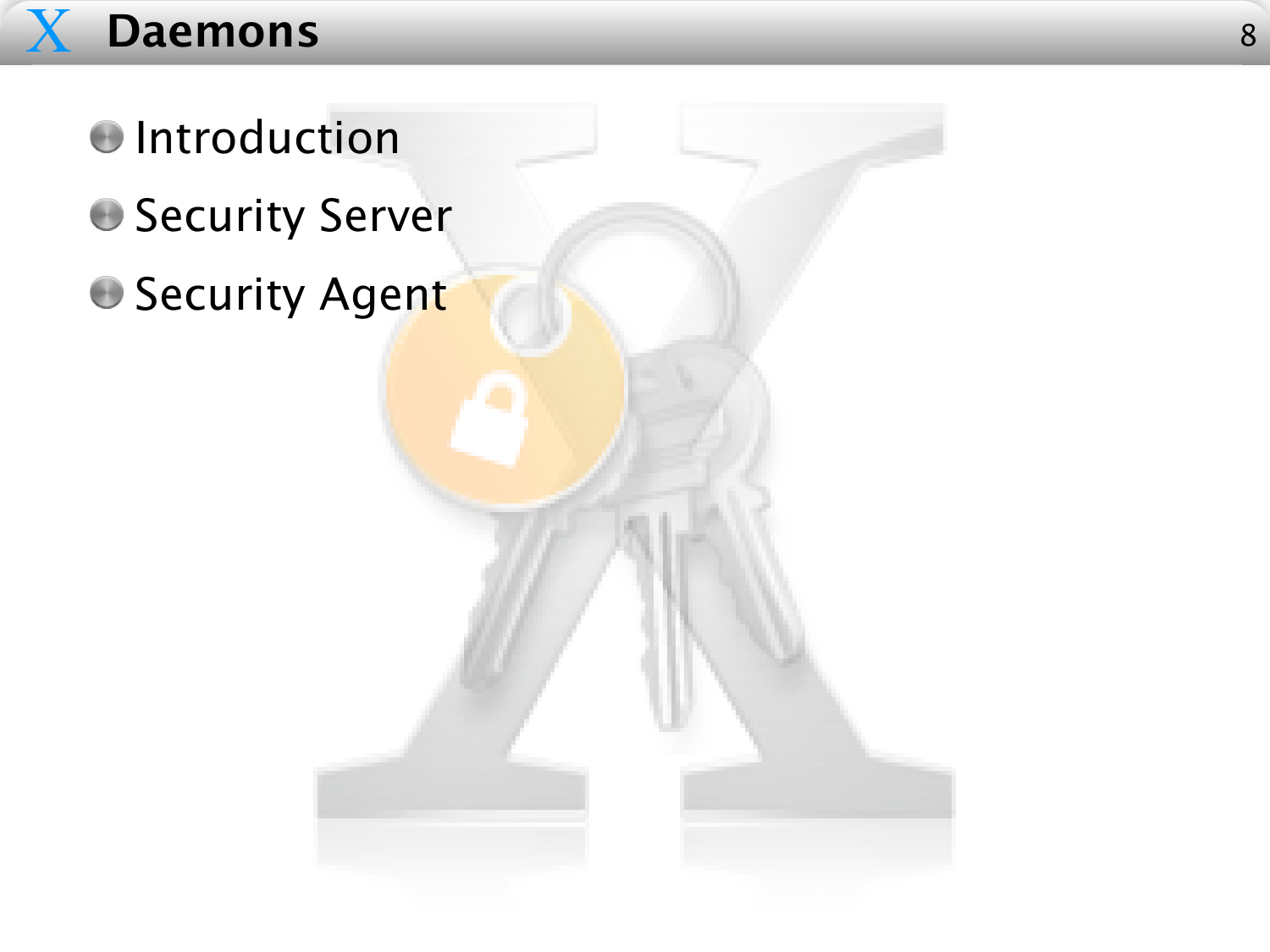# Daemons

- Introduction
- Security Server
- Security Agent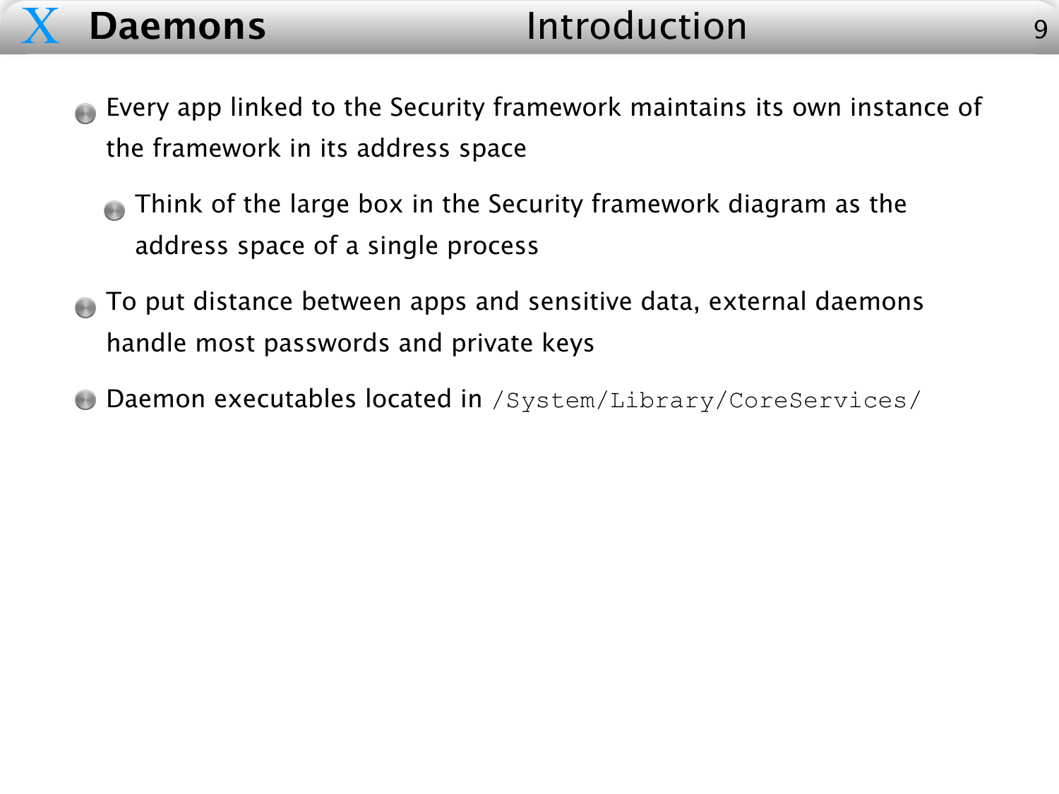# Daemons — Introduction

- Every app linked to the Security framework maintains its own instance of the framework in its address space
  - Think of the large box in the Security framework diagram as the address space of a single process
- To put distance between apps and sensitive data, external daemons handle most passwords and private keys
- Daemon executables located in `/System/Library/CoreServices/`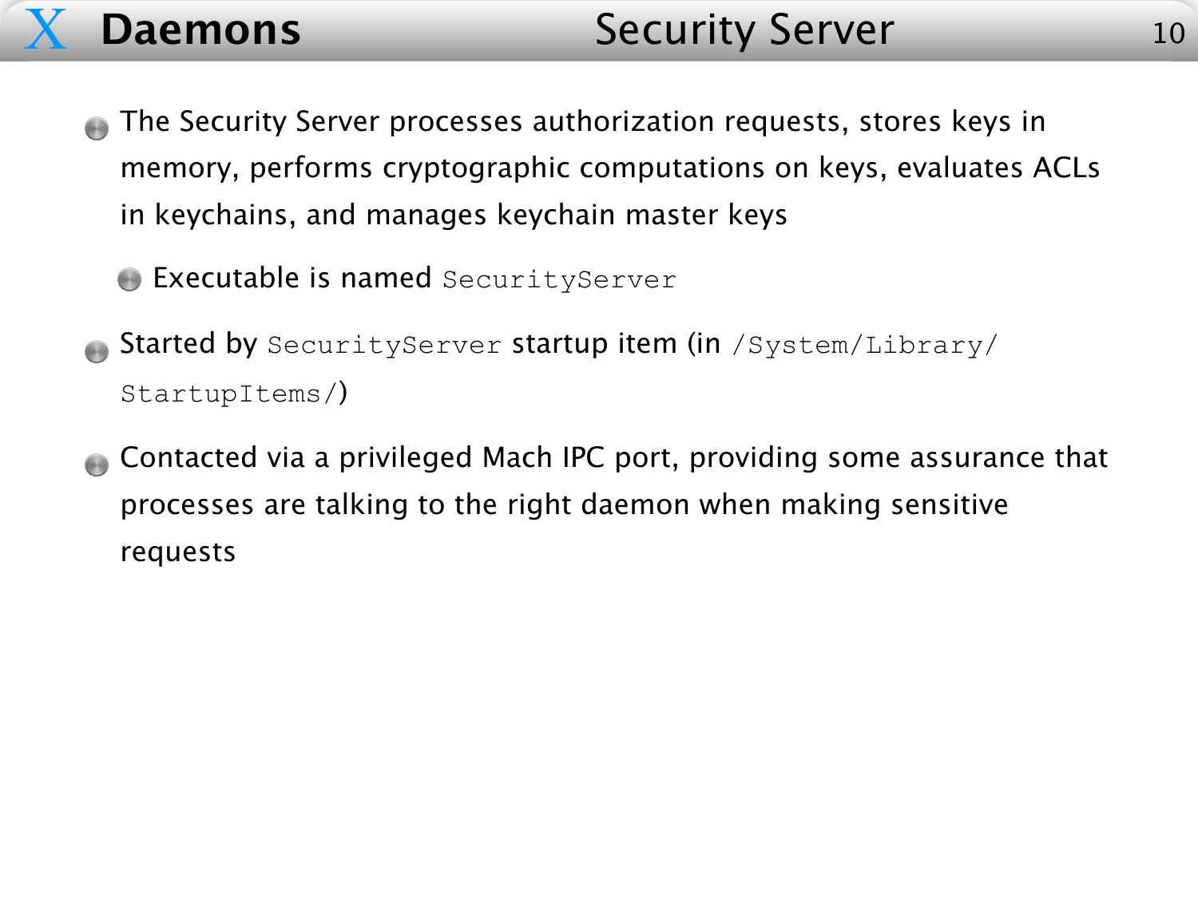# Security Server

- The Security Server processes authorization requests, stores keys in memory, performs cryptographic computations on keys, evaluates ACLs in keychains, and manages keychain master keys
  - Executable is named `SecurityServer`
- Started by `SecurityServer` startup item (in `/System/Library/StartupItems/`)
- Contacted via a privileged Mach IPC port, providing some assurance that processes are talking to the right daemon when making sensitive requests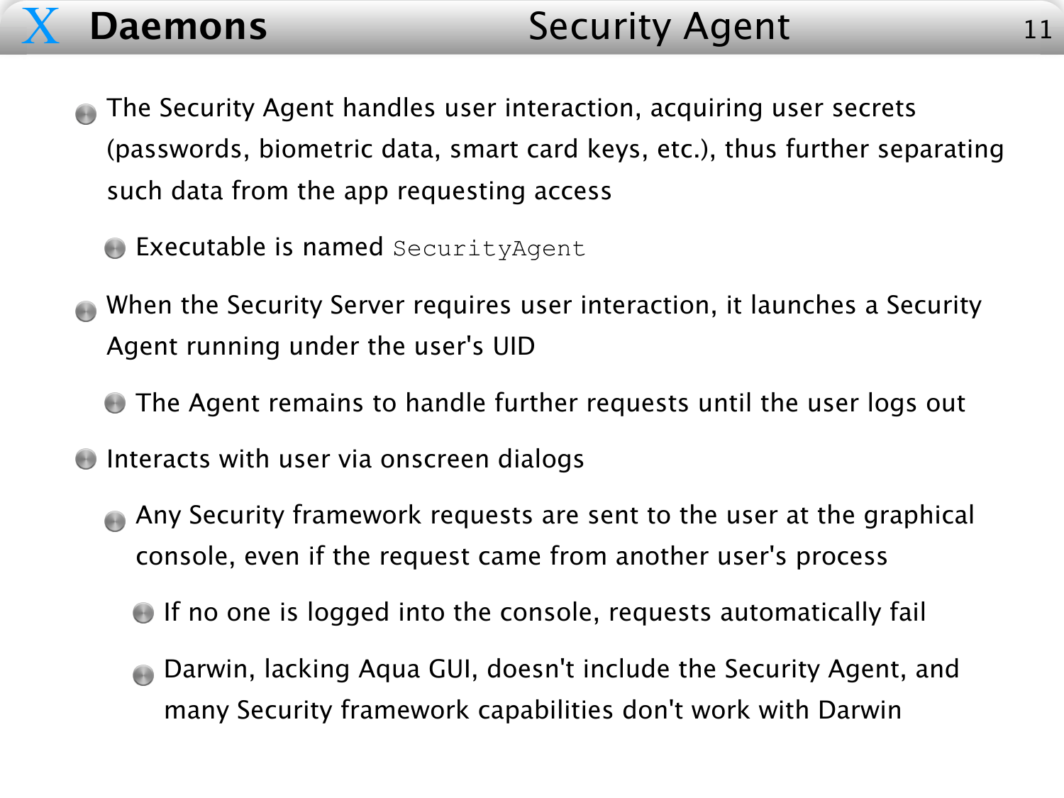# Daemons — Security Agent

- The Security Agent handles user interaction, acquiring user secrets (passwords, biometric data, smart card keys, etc.), thus further separating such data from the app requesting access
  - Executable is named `SecurityAgent`
- When the Security Server requires user interaction, it launches a Security Agent running under the user's UID
  - The Agent remains to handle further requests until the user logs out
- Interacts with user via onscreen dialogs
  - Any Security framework requests are sent to the user at the graphical console, even if the request came from another user's process
    - If no one is logged into the console, requests automatically fail
    - Darwin, lacking Aqua GUI, doesn't include the Security Agent, and many Security framework capabilities don't work with Darwin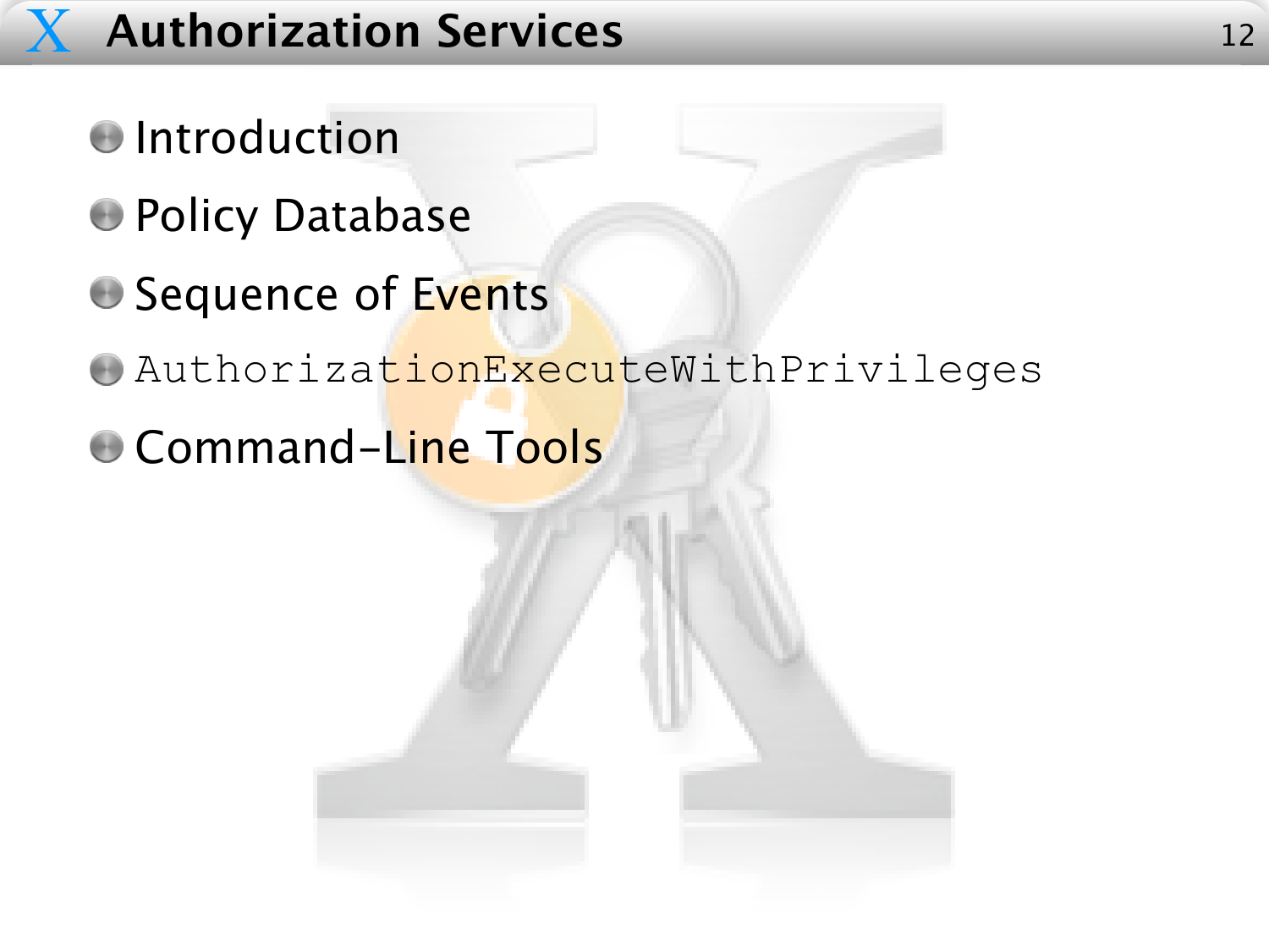# Authorization Services

- Introduction
- Policy Database
- Sequence of Events
- `AuthorizationExecuteWithPrivileges`
- Command-Line Tools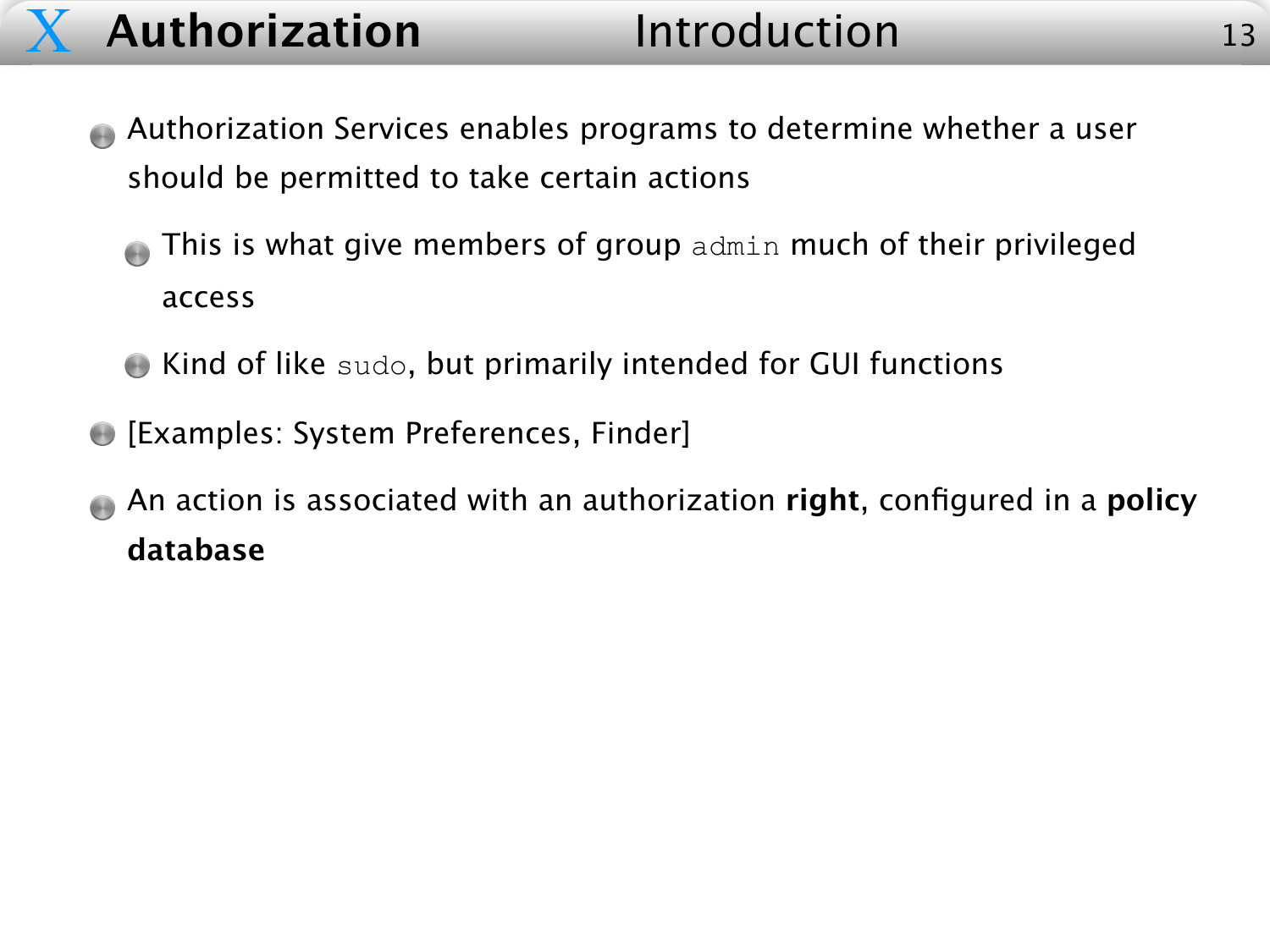# Authorization — Introduction

- Authorization Services enables programs to determine whether a user should be permitted to take certain actions
  - This is what give members of group `admin` much of their privileged access
  - Kind of like `sudo`, but primarily intended for GUI functions
- [Examples: System Preferences, Finder]
- An action is associated with an authorization **right**, configured in a **policy database**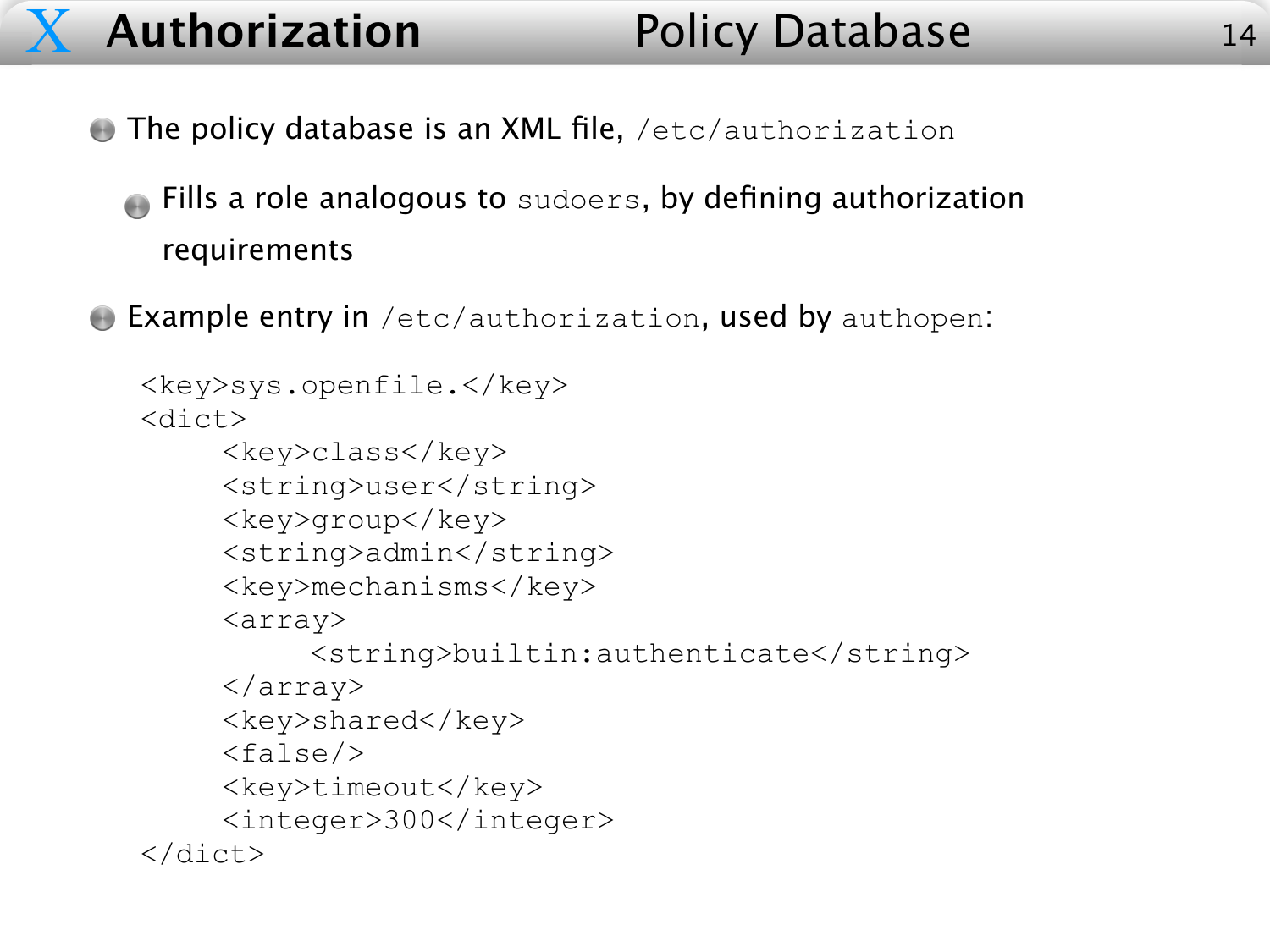# Authorization — Policy Database

- The policy database is an XML file, `/etc/authorization`
  - Fills a role analogous to `sudoers`, by defining authorization requirements
- Example entry in `/etc/authorization`, used by `authopen`:

```
<key>sys.openfile.</key>
<dict>
     <key>class</key>
     <string>user</string>
     <key>group</key>
     <string>admin</string>
     <key>mechanisms</key>
     <array>
          <string>builtin:authenticate</string>
     </array>
     <key>shared</key>
     <false/>
     <key>timeout</key>
     <integer>300</integer>
</dict>
```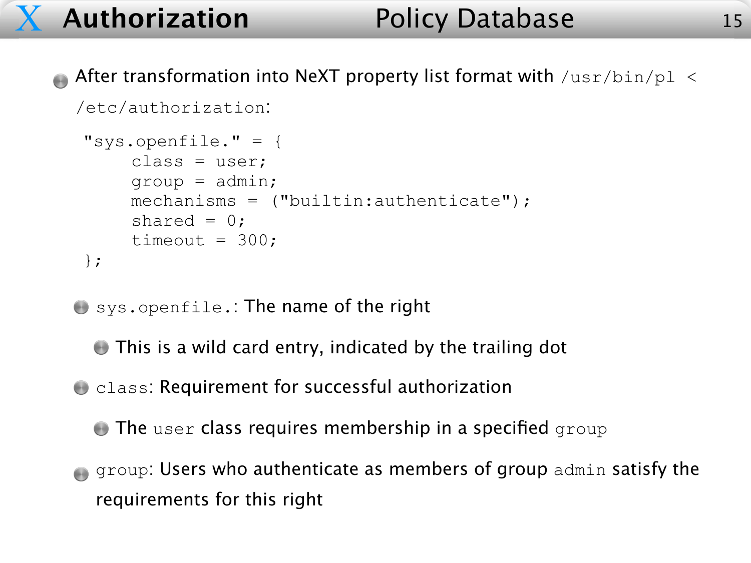# Authorization — Policy Database

- After transformation into NeXT property list format with `/usr/bin/pl < /etc/authorization`:

```
"sys.openfile." = {
     class = user;
     group = admin;
     mechanisms = ("builtin:authenticate");
     shared = 0;
     timeout = 300;
};
```

  - `sys.openfile.`: The name of the right
    - This is a wild card entry, indicated by the trailing dot
  - `class`: Requirement for successful authorization
    - The `user` class requires membership in a specified `group`
  - `group`: Users who authenticate as members of group `admin` satisfy the requirements for this right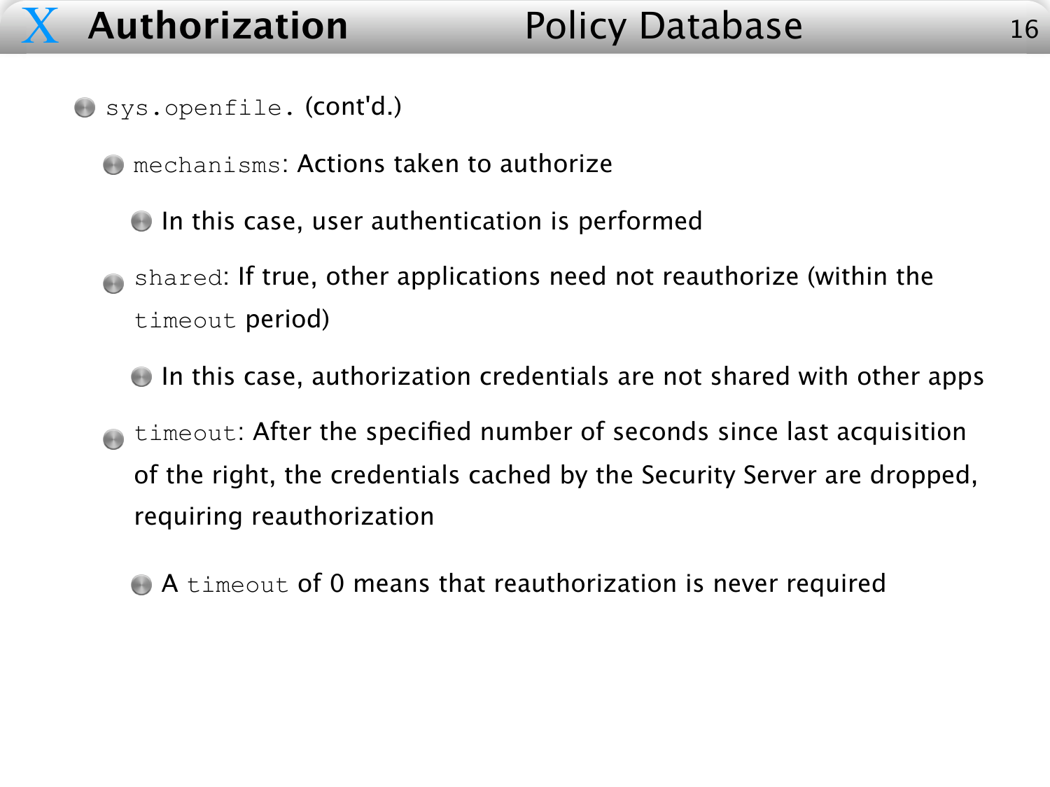# Authorization — Policy Database

- `sys.openfile.` (cont'd.)
  - `mechanisms`: Actions taken to authorize
    - In this case, user authentication is performed
  - `shared`: If true, other applications need not reauthorize (within the `timeout` period)
    - In this case, authorization credentials are not shared with other apps
  - `timeout`: After the specified number of seconds since last acquisition of the right, the credentials cached by the Security Server are dropped, requiring reauthorization
    - A `timeout` of 0 means that reauthorization is never required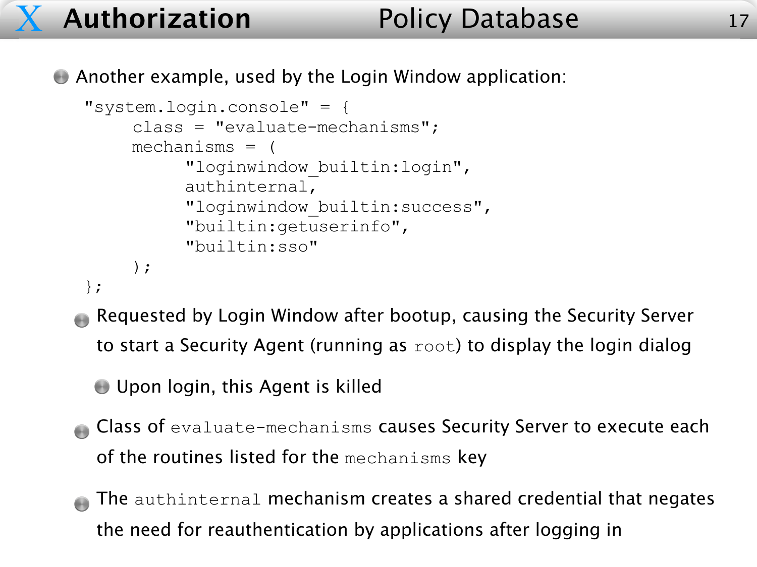# Authorization — Policy Database

- Another example, used by the Login Window application:

```
"system.login.console" = {
    class = "evaluate-mechanisms";
    mechanisms = (
        "loginwindow_builtin:login",
        authinternal,
        "loginwindow_builtin:success",
        "builtin:getuserinfo",
        "builtin:sso"
    );
};
```

  - Requested by Login Window after bootup, causing the Security Server to start a Security Agent (running as `root`) to display the login dialog
    - Upon login, this Agent is killed
  - Class of `evaluate-mechanisms` causes Security Server to execute each of the routines listed for the `mechanisms` key
  - The `authinternal` mechanism creates a shared credential that negates the need for reauthentication by applications after logging in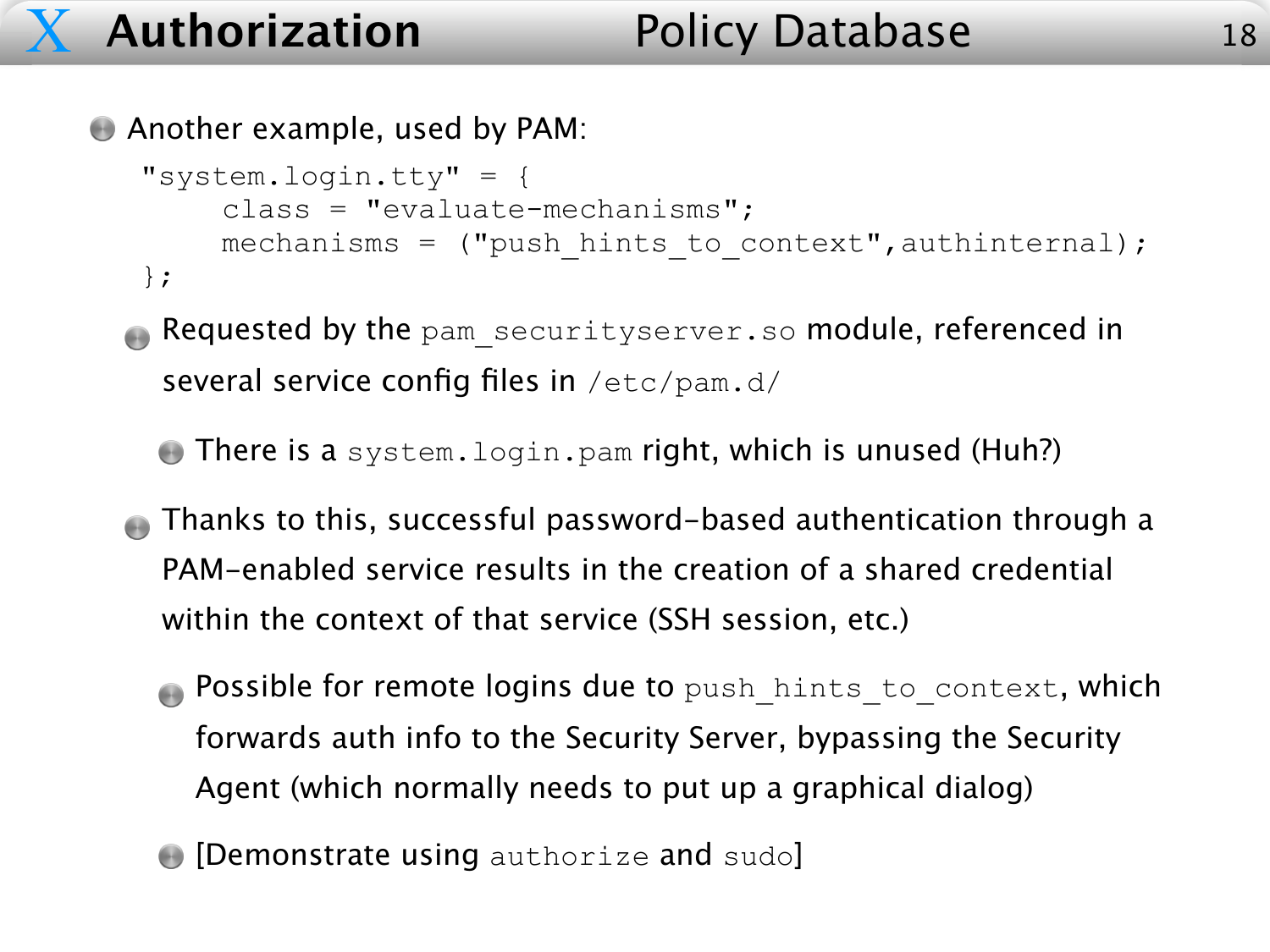# Authorization — Policy Database

- Another example, used by PAM:

```
"system.login.tty" = {
     class = "evaluate-mechanisms";
     mechanisms = ("push_hints_to_context",authinternal);
};
```

  - Requested by the `pam_securityserver.so` module, referenced in several service config files in `/etc/pam.d/`
    - There is a `system.login.pam` right, which is unused (Huh?)
  - Thanks to this, successful password-based authentication through a PAM-enabled service results in the creation of a shared credential within the context of that service (SSH session, etc.)
    - Possible for remote logins due to `push_hints_to_context`, which forwards auth info to the Security Server, bypassing the Security Agent (which normally needs to put up a graphical dialog)
    - [Demonstrate using `authorize` and `sudo`]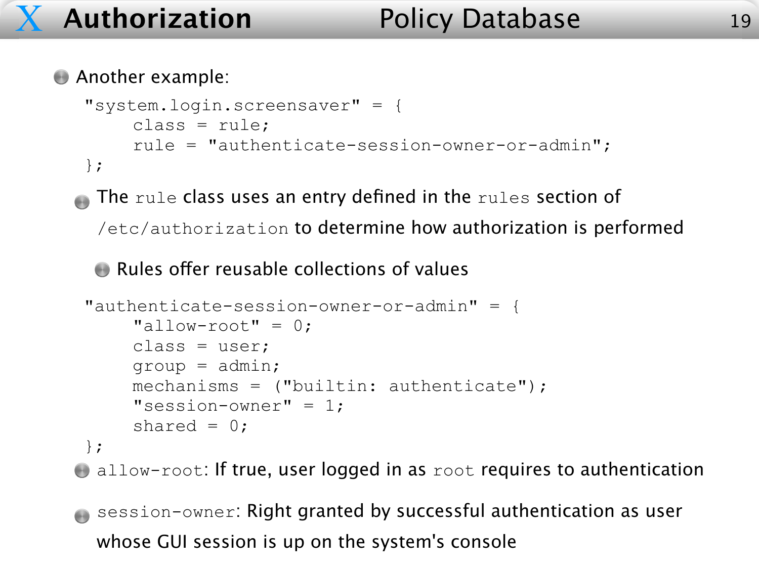# Authorization — Policy Database

- Another example:

```
"system.login.screensaver" = {
     class = rule;
     rule = "authenticate-session-owner-or-admin";
};
```

  - The `rule` class uses an entry defined in the `rules` section of `/etc/authorization` to determine how authorization is performed
    - Rules offer reusable collections of values

```
"authenticate-session-owner-or-admin" = {
     "allow-root" = 0;
     class = user;
     group = admin;
     mechanisms = ("builtin: authenticate");
     "session-owner" = 1;
     shared = 0;
};
```

  - `allow-root`: If true, user logged in as `root` requires to authentication
  - `session-owner`: Right granted by successful authentication as user whose GUI session is up on the system's console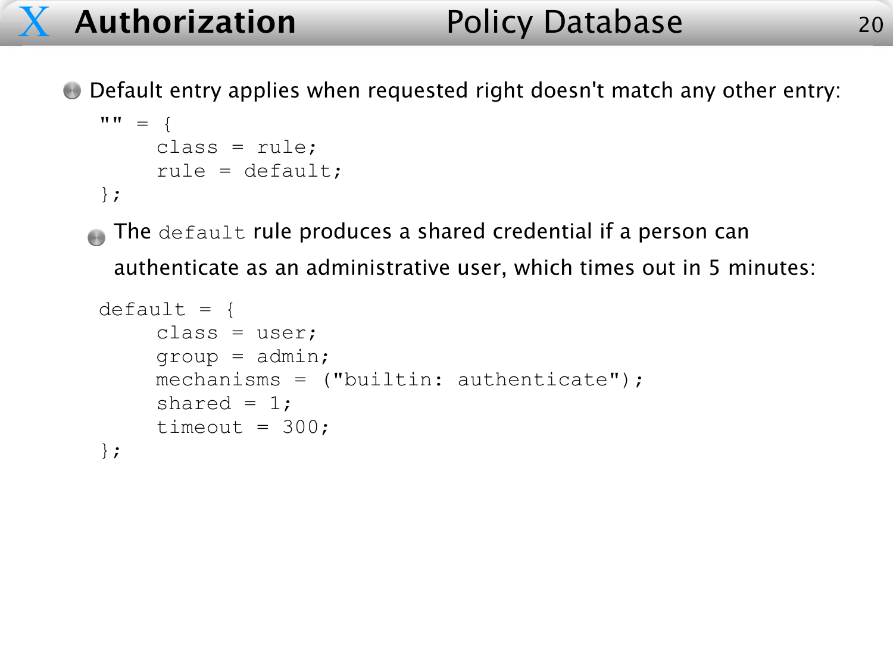# Authorization — Policy Database

- Default entry applies when requested right doesn't match any other entry:

```
"" = {
     class = rule;
     rule = default;
};
```

  - The `default` rule produces a shared credential if a person can authenticate as an administrative user, which times out in 5 minutes:

```
default = {
     class = user;
     group = admin;
     mechanisms = ("builtin: authenticate");
     shared = 1;
     timeout = 300;
};
```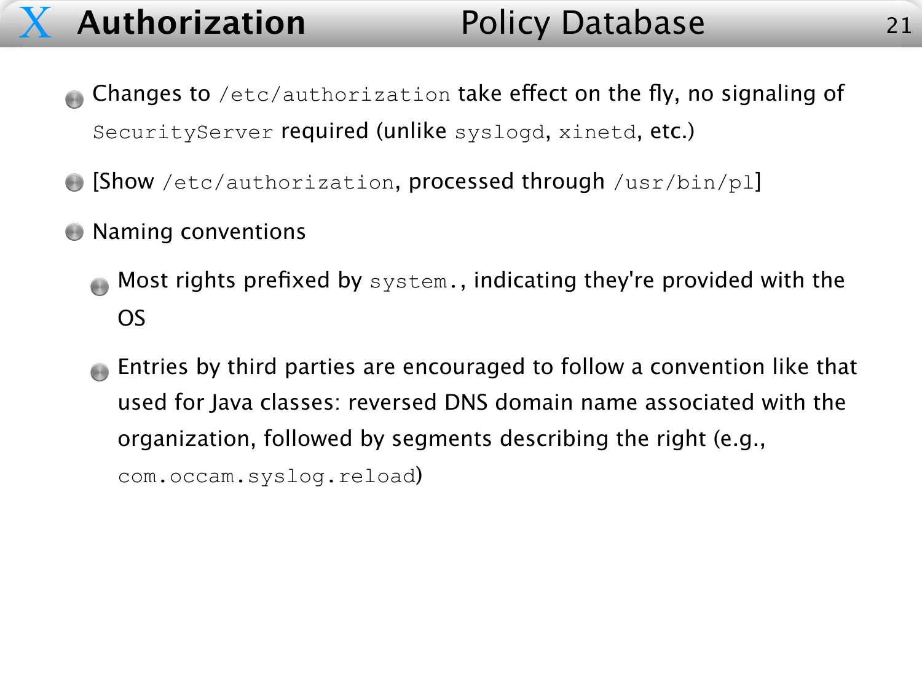# Authorization — Policy Database

- Changes to `/etc/authorization` take effect on the fly, no signaling of `SecurityServer` required (unlike `syslogd`, `xinetd`, etc.)
- [Show `/etc/authorization`, processed through `/usr/bin/pl`]
- Naming conventions
  - Most rights prefixed by `system.`, indicating they're provided with the OS
  - Entries by third parties are encouraged to follow a convention like that used for Java classes: reversed DNS domain name associated with the organization, followed by segments describing the right (e.g., `com.occam.syslog.reload`)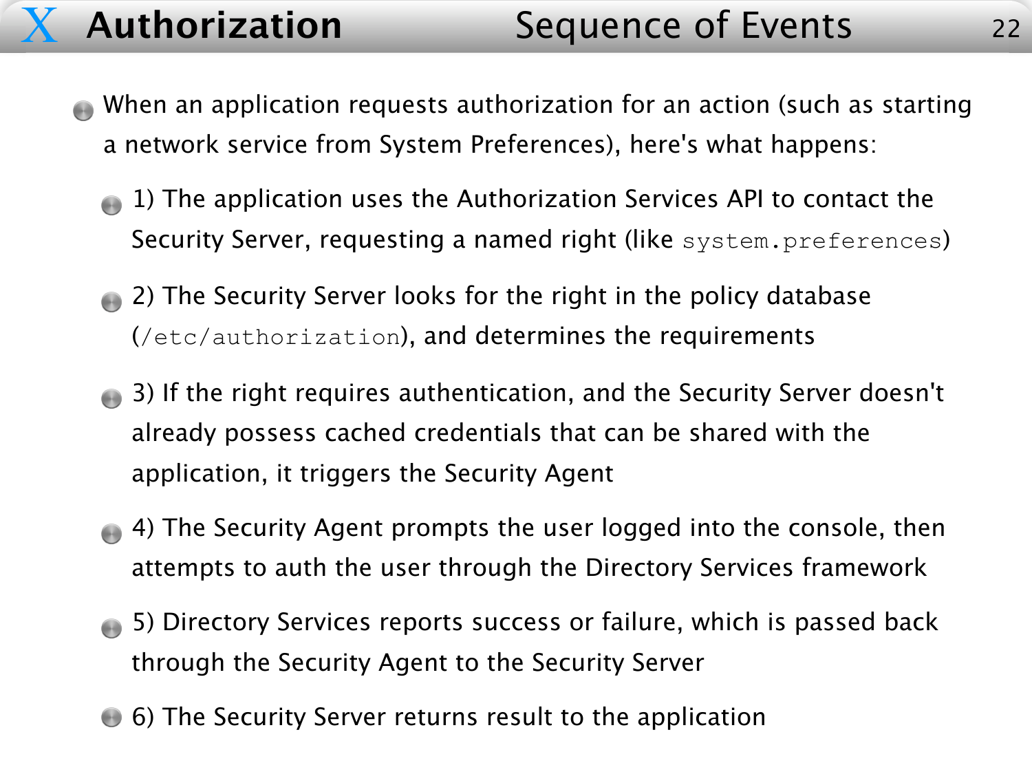# Authorization — Sequence of Events

- When an application requests authorization for an action (such as starting a network service from System Preferences), here's what happens:
  - 1) The application uses the Authorization Services API to contact the Security Server, requesting a named right (like `system.preferences`)
  - 2) The Security Server looks for the right in the policy database (`/etc/authorization`), and determines the requirements
  - 3) If the right requires authentication, and the Security Server doesn't already possess cached credentials that can be shared with the application, it triggers the Security Agent
  - 4) The Security Agent prompts the user logged into the console, then attempts to auth the user through the Directory Services framework
  - 5) Directory Services reports success or failure, which is passed back through the Security Agent to the Security Server
  - 6) The Security Server returns result to the application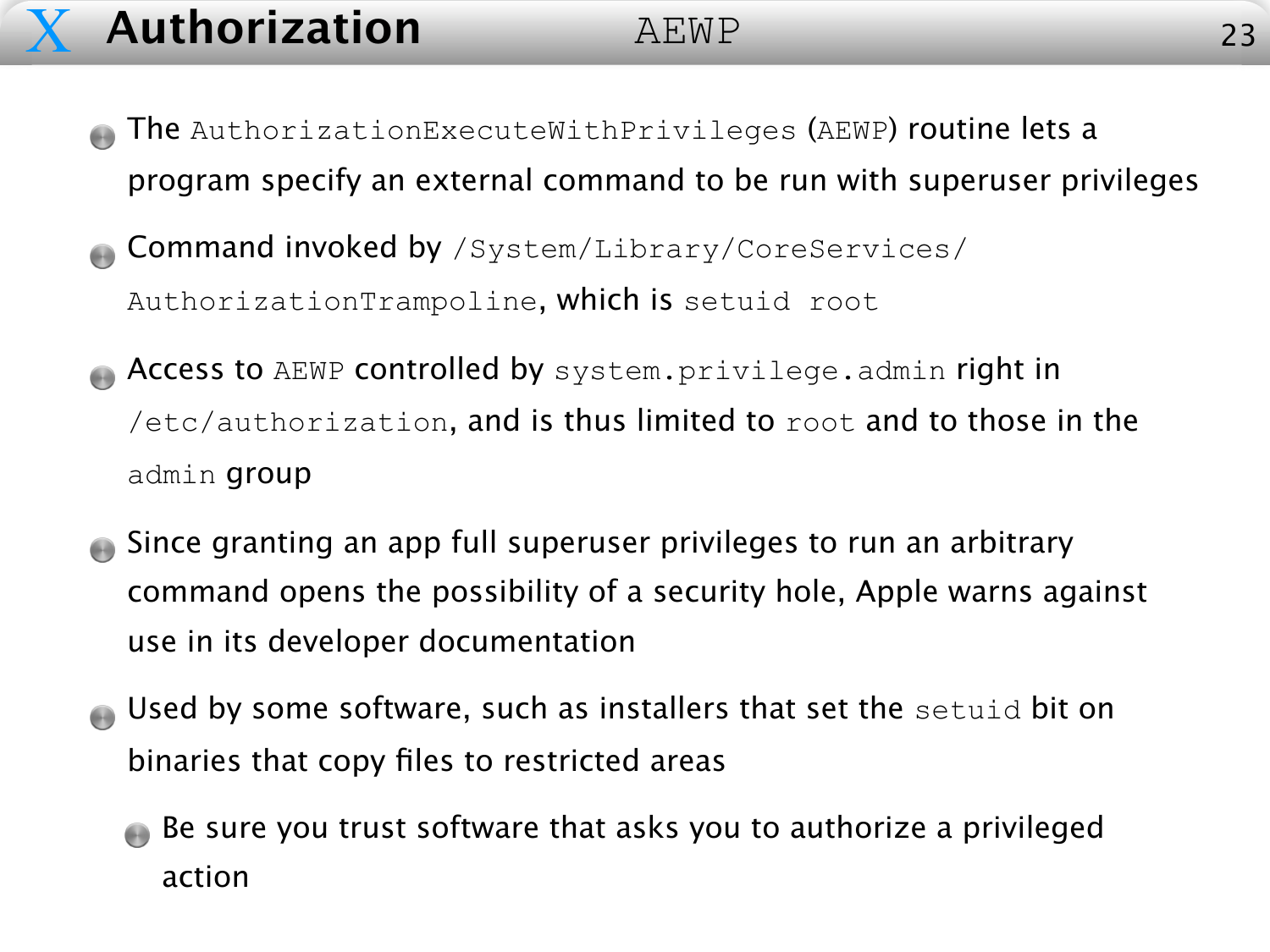# Authorization

## AEWP

- The `AuthorizationExecuteWithPrivileges` (`AEWP`) routine lets a program specify an external command to be run with superuser privileges
- Command invoked by `/System/Library/CoreServices/AuthorizationTrampoline`, which is `setuid root`
- Access to `AEWP` controlled by `system.privilege.admin` right in `/etc/authorization`, and is thus limited to `root` and to those in the `admin` group
- Since granting an app full superuser privileges to run an arbitrary command opens the possibility of a security hole, Apple warns against use in its developer documentation
- Used by some software, such as installers that set the `setuid` bit on binaries that copy files to restricted areas
  - Be sure you trust software that asks you to authorize a privileged action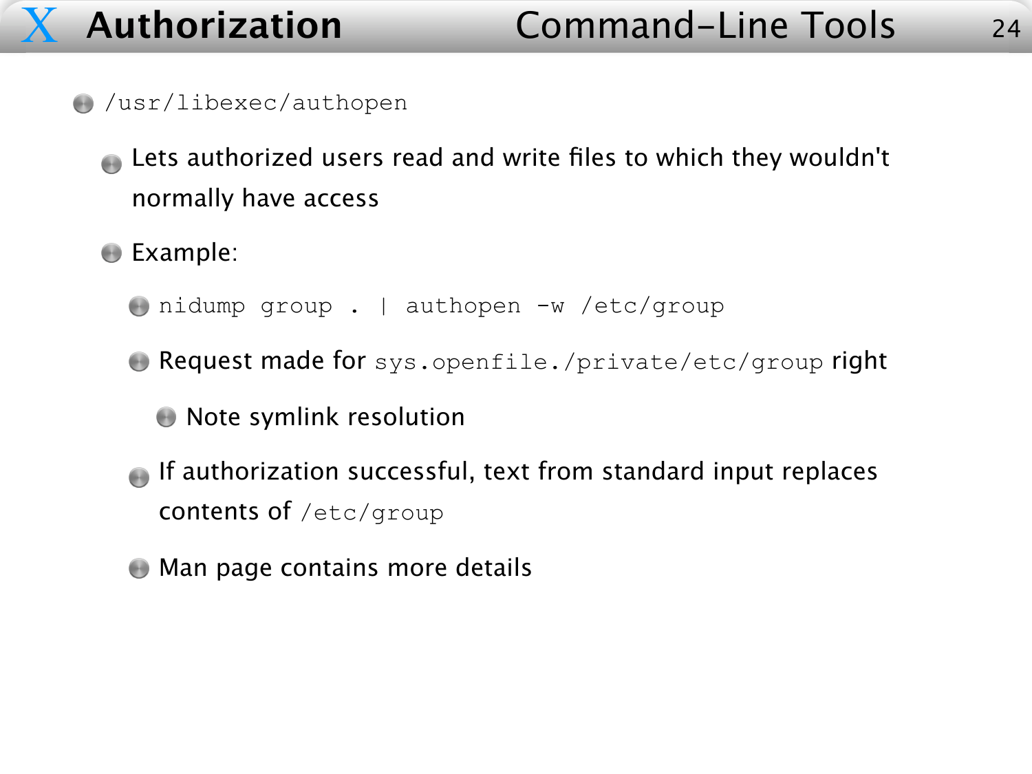# Authorization — Command-Line Tools

- `/usr/libexec/authopen`
  - Lets authorized users read and write files to which they wouldn't normally have access
  - Example:
    - `nidump group . | authopen -w /etc/group`
    - Request made for `sys.openfile./private/etc/group` right
      - Note symlink resolution
    - If authorization successful, text from standard input replaces contents of `/etc/group`
    - Man page contains more details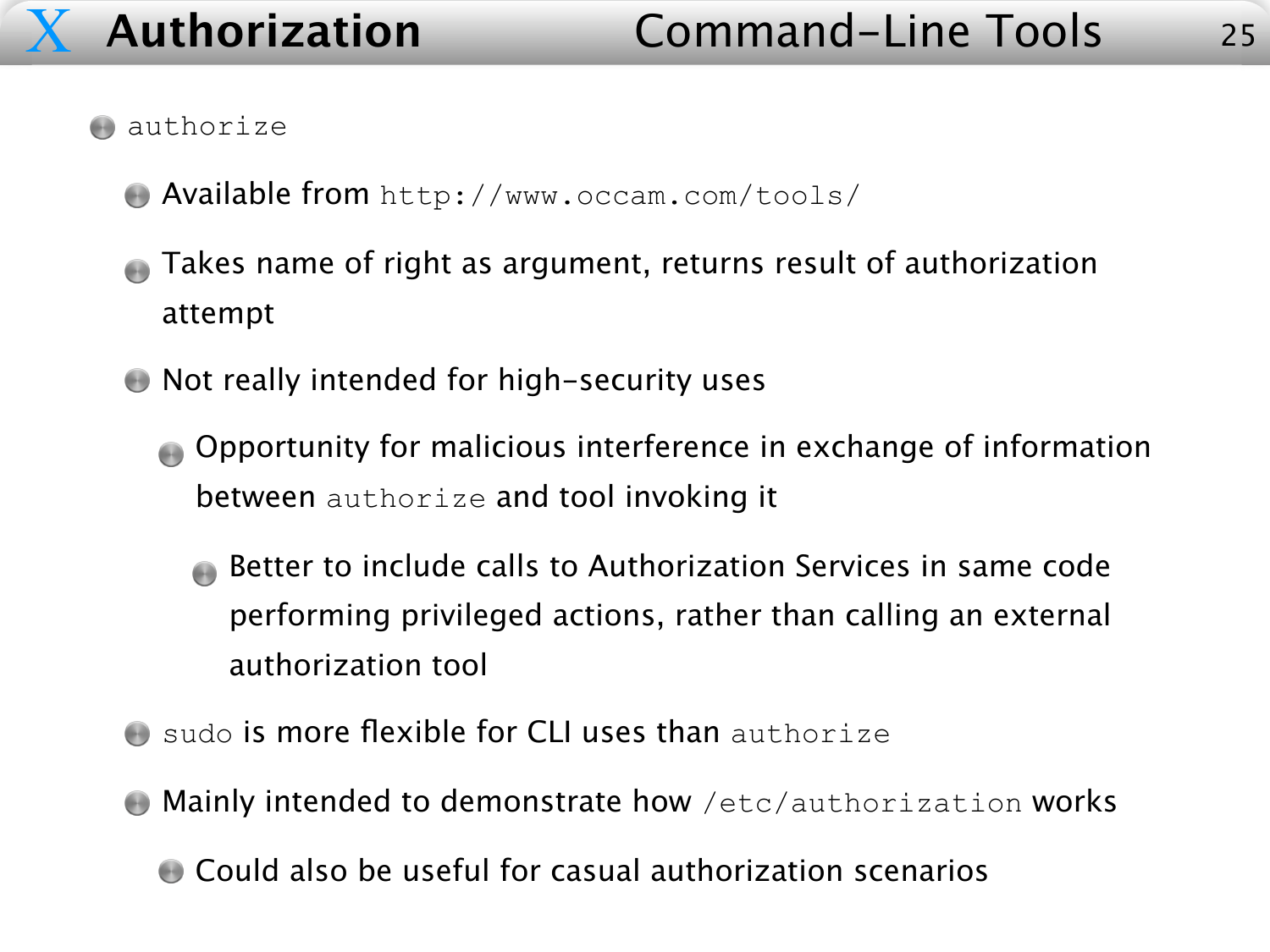# Authorization — Command-Line Tools

- `authorize`
  - Available from `http://www.occam.com/tools/`
  - Takes name of right as argument, returns result of authorization attempt
  - Not really intended for high-security uses
    - Opportunity for malicious interference in exchange of information between `authorize` and tool invoking it
      - Better to include calls to Authorization Services in same code performing privileged actions, rather than calling an external authorization tool
  - `sudo` is more flexible for CLI uses than `authorize`
  - Mainly intended to demonstrate how `/etc/authorization` works
    - Could also be useful for casual authorization scenarios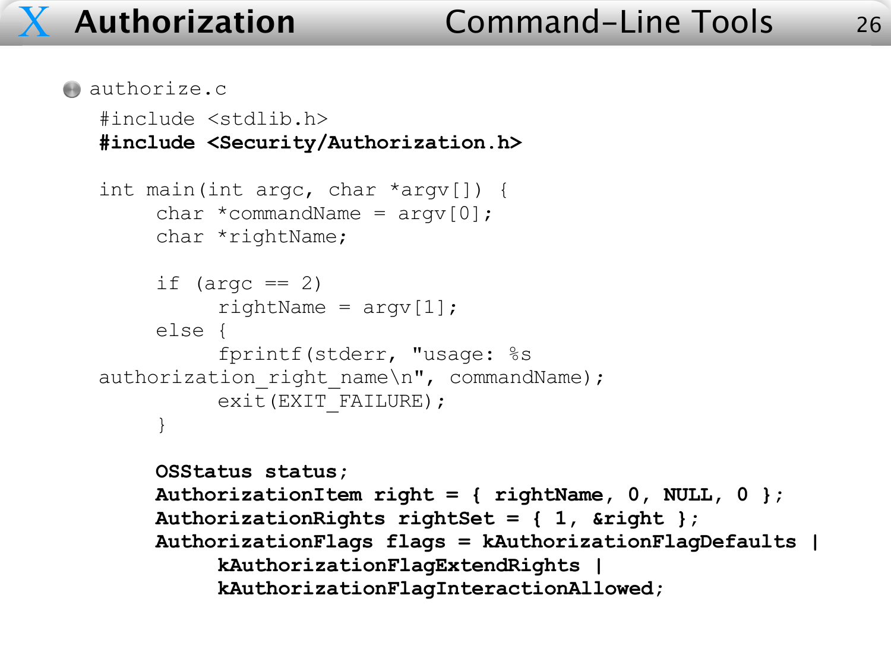# Authorization

## Command-Line Tools

- authorize.c

```
#include <stdlib.h>
#include <Security/Authorization.h>

int main(int argc, char *argv[]) {
     char *commandName = argv[0];
     char *rightName;

     if (argc == 2)
          rightName = argv[1];
     else {
          fprintf(stderr, "usage: %s
authorization_right_name\n", commandName);
          exit(EXIT_FAILURE);
     }

     OSStatus status;
     AuthorizationItem right = { rightName, 0, NULL, 0 };
     AuthorizationRights rightSet = { 1, &right };
     AuthorizationFlags flags = kAuthorizationFlagDefaults |
          kAuthorizationFlagExtendRights |
          kAuthorizationFlagInteractionAllowed;
```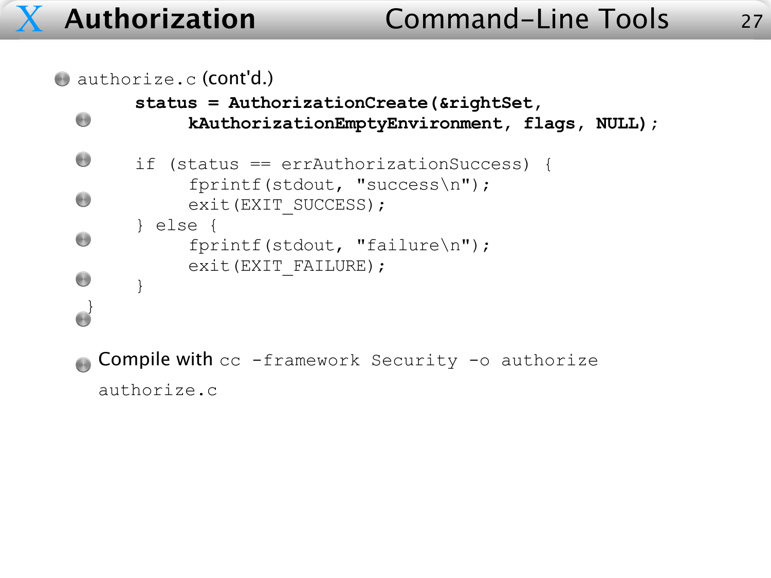# Authorization

## Command-Line Tools

- `authorize.c` (cont'd.)

```
    status = AuthorizationCreate(&rightSet,
        kAuthorizationEmptyEnvironment, flags, NULL);

    if (status == errAuthorizationSuccess) {
        fprintf(stdout, "success\n");
        exit(EXIT_SUCCESS);
    } else {
        fprintf(stdout, "failure\n");
        exit(EXIT_FAILURE);
    }
}
```

- Compile with `cc -framework Security -o authorize authorize.c`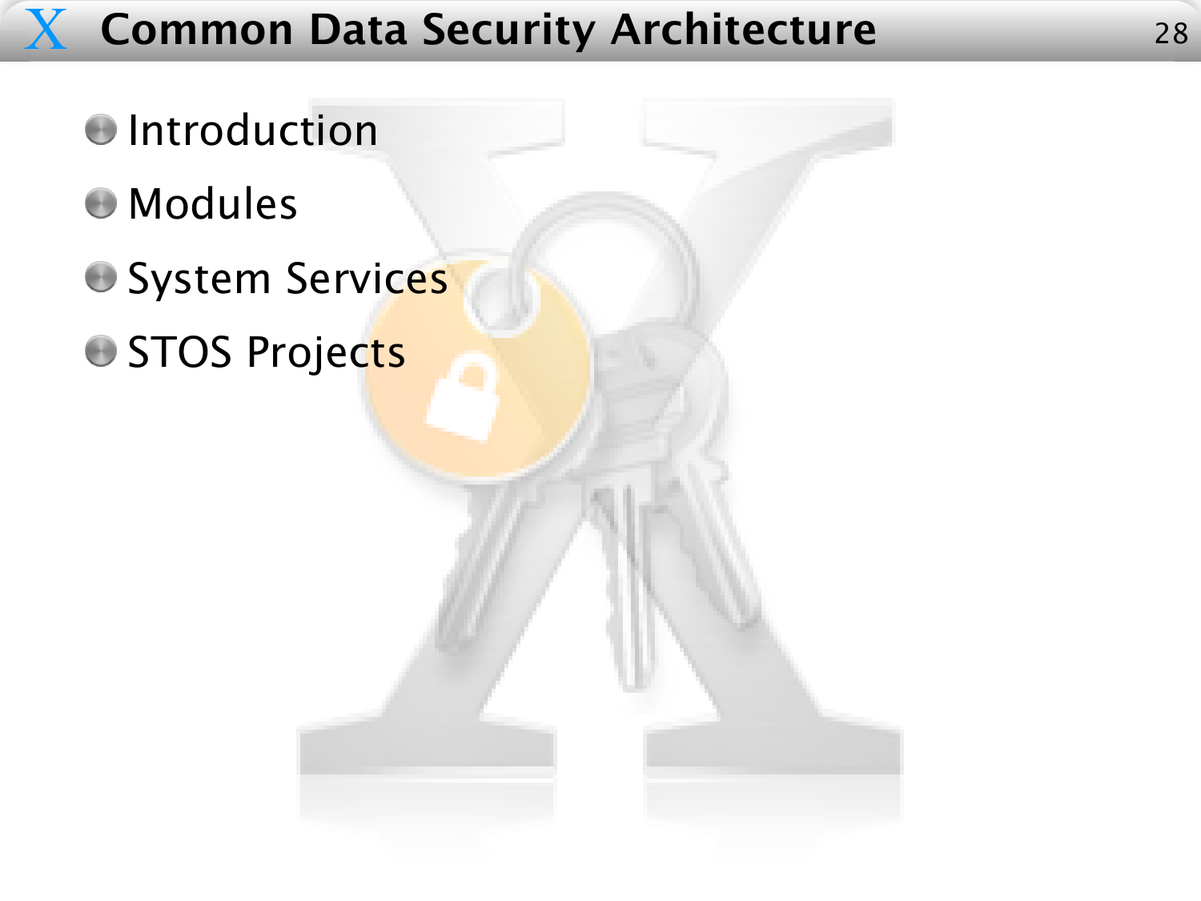# Common Data Security Architecture

- Introduction
- Modules
- System Services
- STOS Projects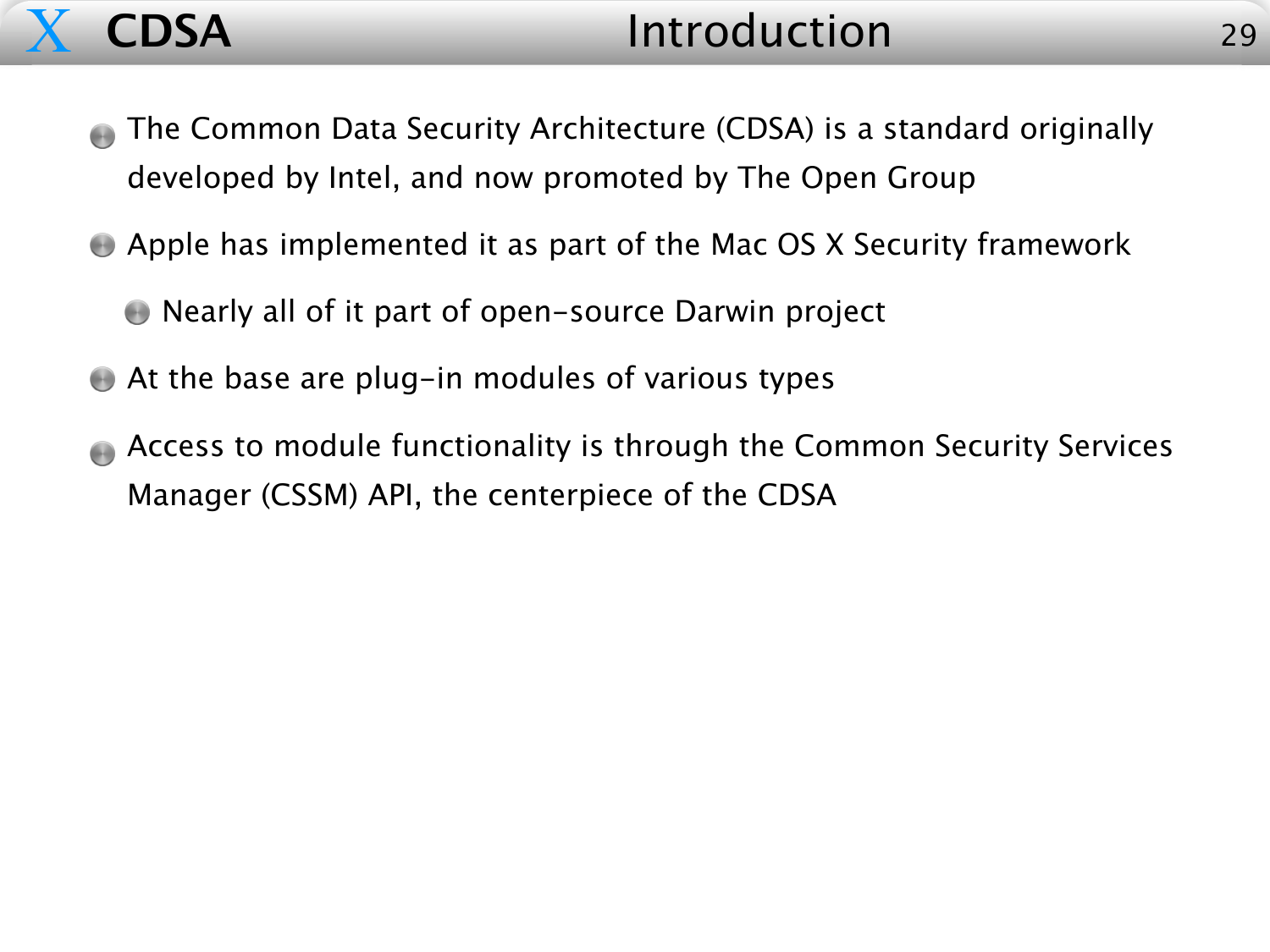# CDSA — Introduction

- The Common Data Security Architecture (CDSA) is a standard originally developed by Intel, and now promoted by The Open Group
- Apple has implemented it as part of the Mac OS X Security framework
  - Nearly all of it part of open-source Darwin project
- At the base are plug-in modules of various types
- Access to module functionality is through the Common Security Services Manager (CSSM) API, the centerpiece of the CDSA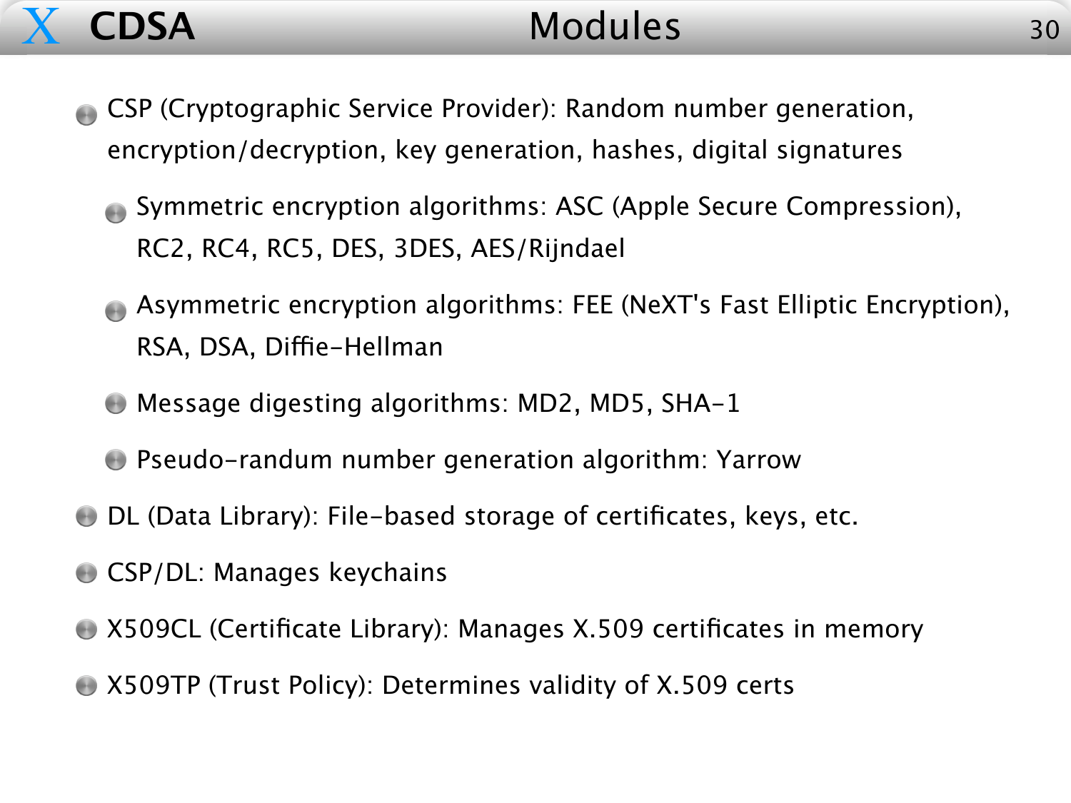# CDSA — Modules

- CSP (Cryptographic Service Provider): Random number generation, encryption/decryption, key generation, hashes, digital signatures
  - Symmetric encryption algorithms: ASC (Apple Secure Compression), RC2, RC4, RC5, DES, 3DES, AES/Rijndael
  - Asymmetric encryption algorithms: FEE (NeXT's Fast Elliptic Encryption), RSA, DSA, Diffie-Hellman
  - Message digesting algorithms: MD2, MD5, SHA-1
  - Pseudo-randum number generation algorithm: Yarrow
- DL (Data Library): File-based storage of certificates, keys, etc.
- CSP/DL: Manages keychains
- X509CL (Certificate Library): Manages X.509 certificates in memory
- X509TP (Trust Policy): Determines validity of X.509 certs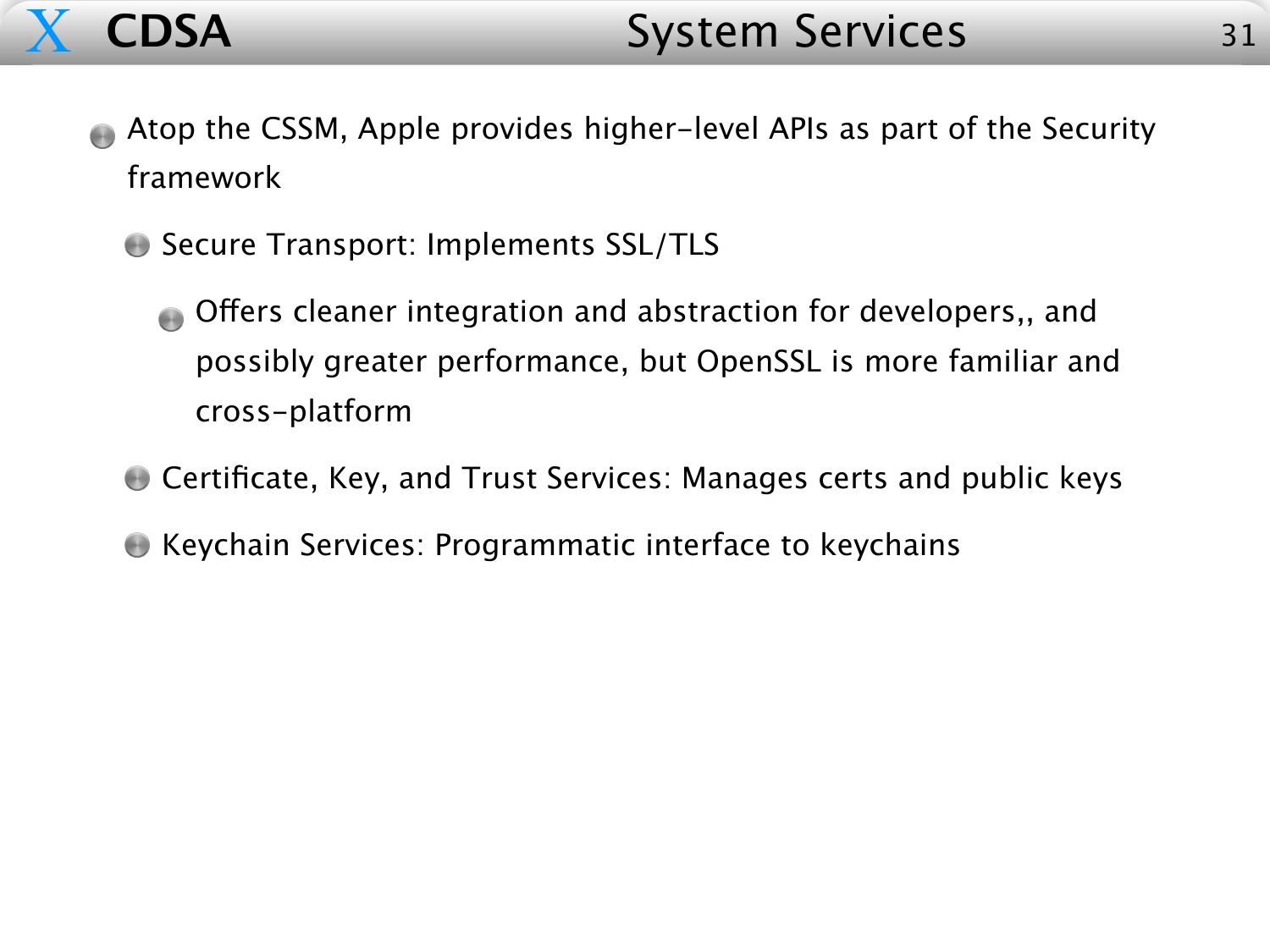# CDSA — System Services

- Atop the CSSM, Apple provides higher-level APIs as part of the Security framework
  - Secure Transport: Implements SSL/TLS
    - Offers cleaner integration and abstraction for developers,, and possibly greater performance, but OpenSSL is more familiar and cross-platform
  - Certificate, Key, and Trust Services: Manages certs and public keys
  - Keychain Services: Programmatic interface to keychains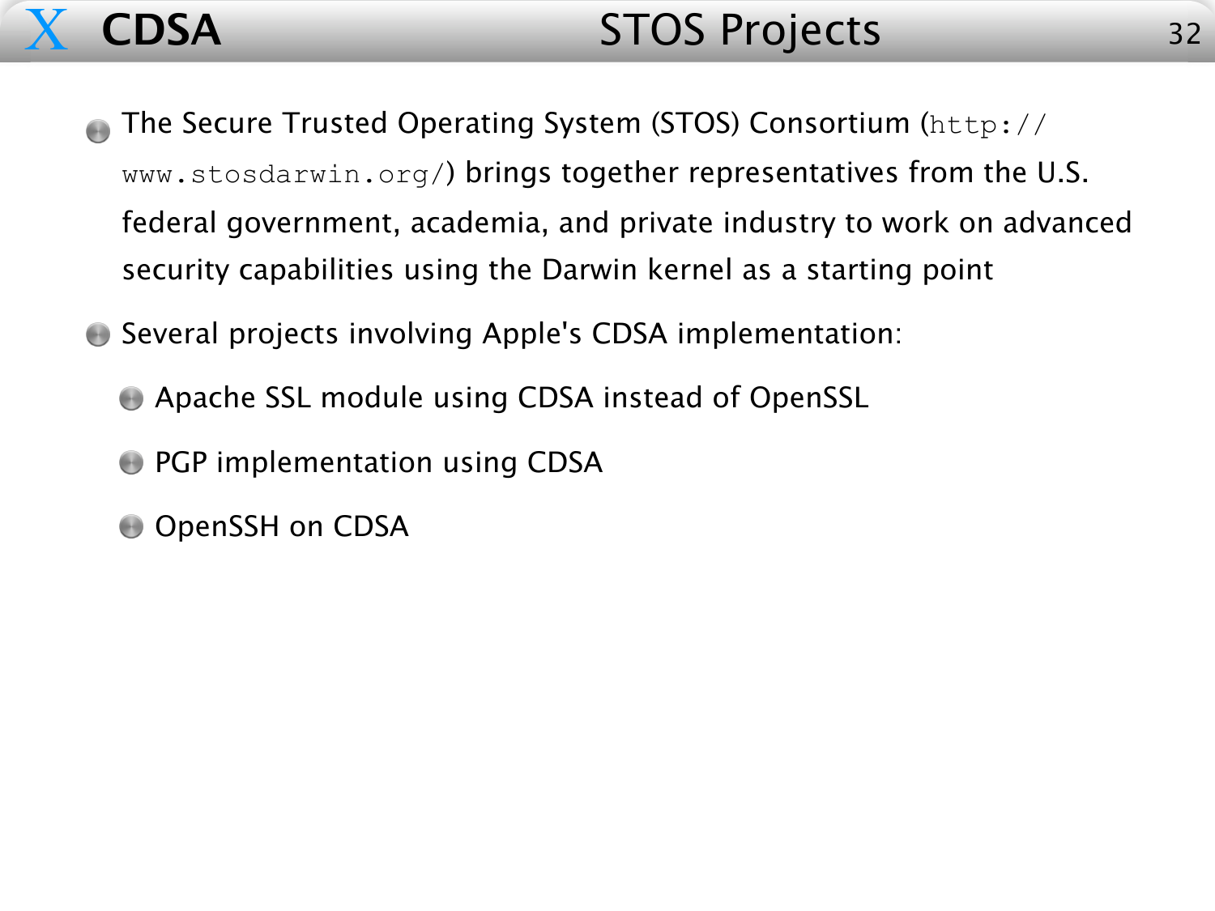# STOS Projects

- The Secure Trusted Operating System (STOS) Consortium (`http://www.stosdarwin.org/`) brings together representatives from the U.S. federal government, academia, and private industry to work on advanced security capabilities using the Darwin kernel as a starting point
- Several projects involving Apple's CDSA implementation:
  - Apache SSL module using CDSA instead of OpenSSL
  - PGP implementation using CDSA
  - OpenSSH on CDSA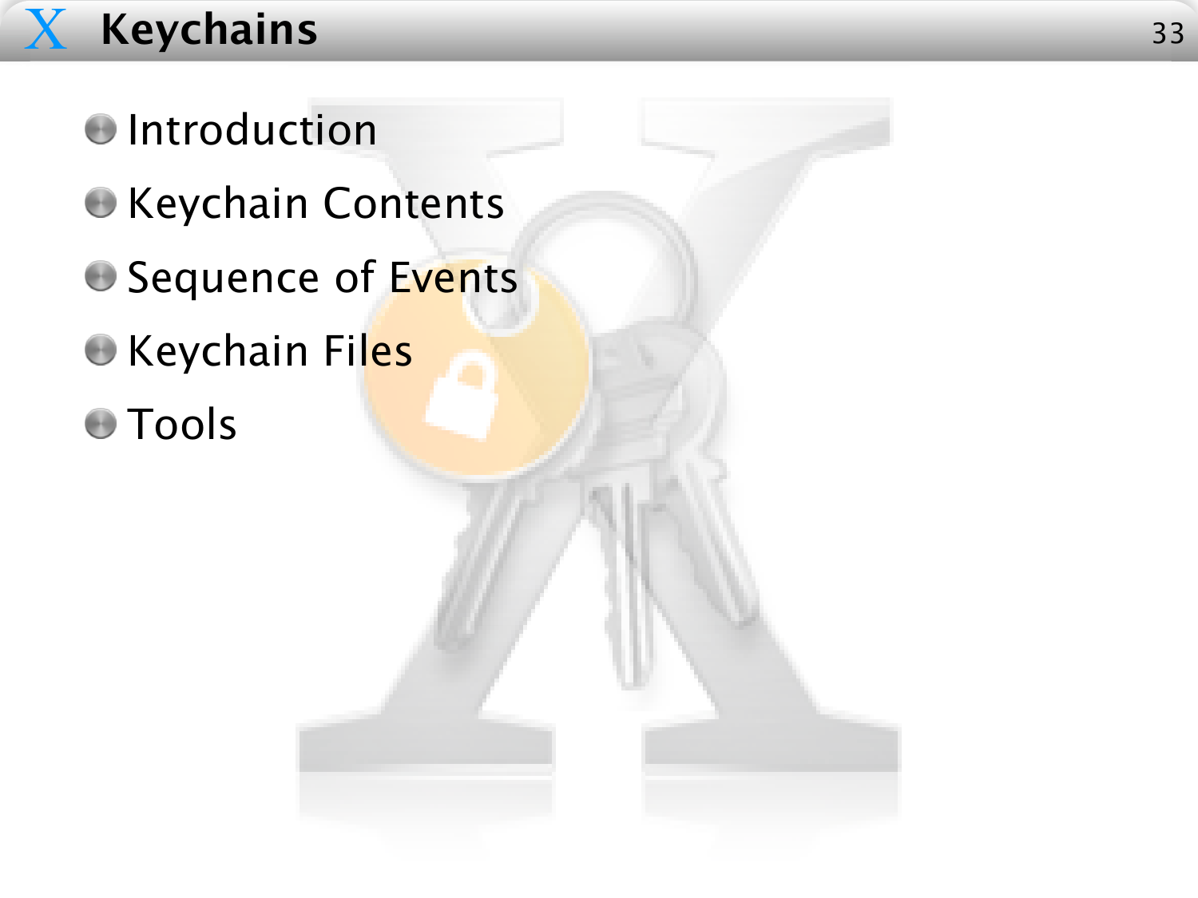# Keychains

- Introduction
- Keychain Contents
- Sequence of Events
- Keychain Files
- Tools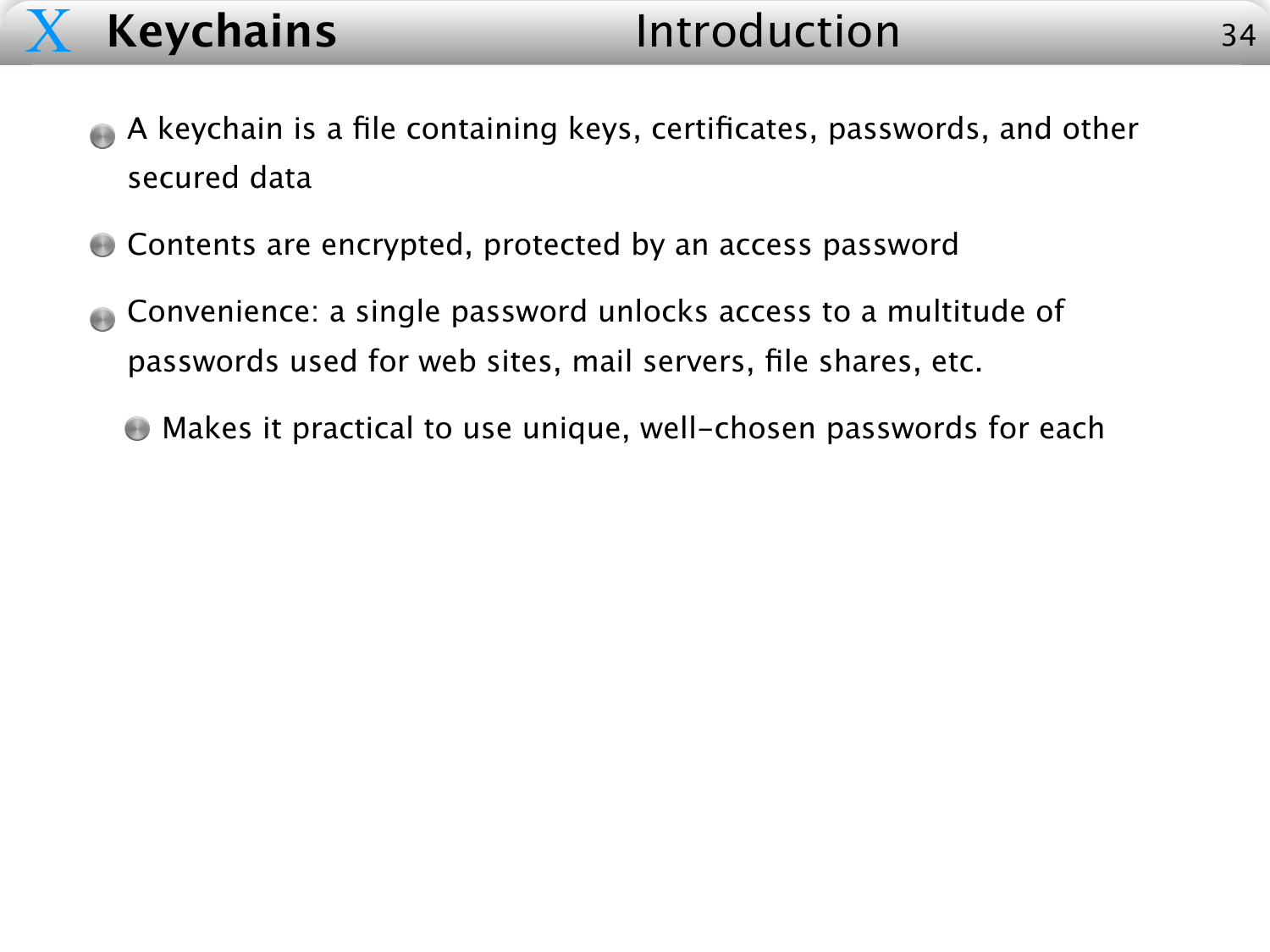# Keychains

## Introduction

- A keychain is a file containing keys, certificates, passwords, and other secured data
- Contents are encrypted, protected by an access password
- Convenience: a single password unlocks access to a multitude of passwords used for web sites, mail servers, file shares, etc.
  - Makes it practical to use unique, well-chosen passwords for each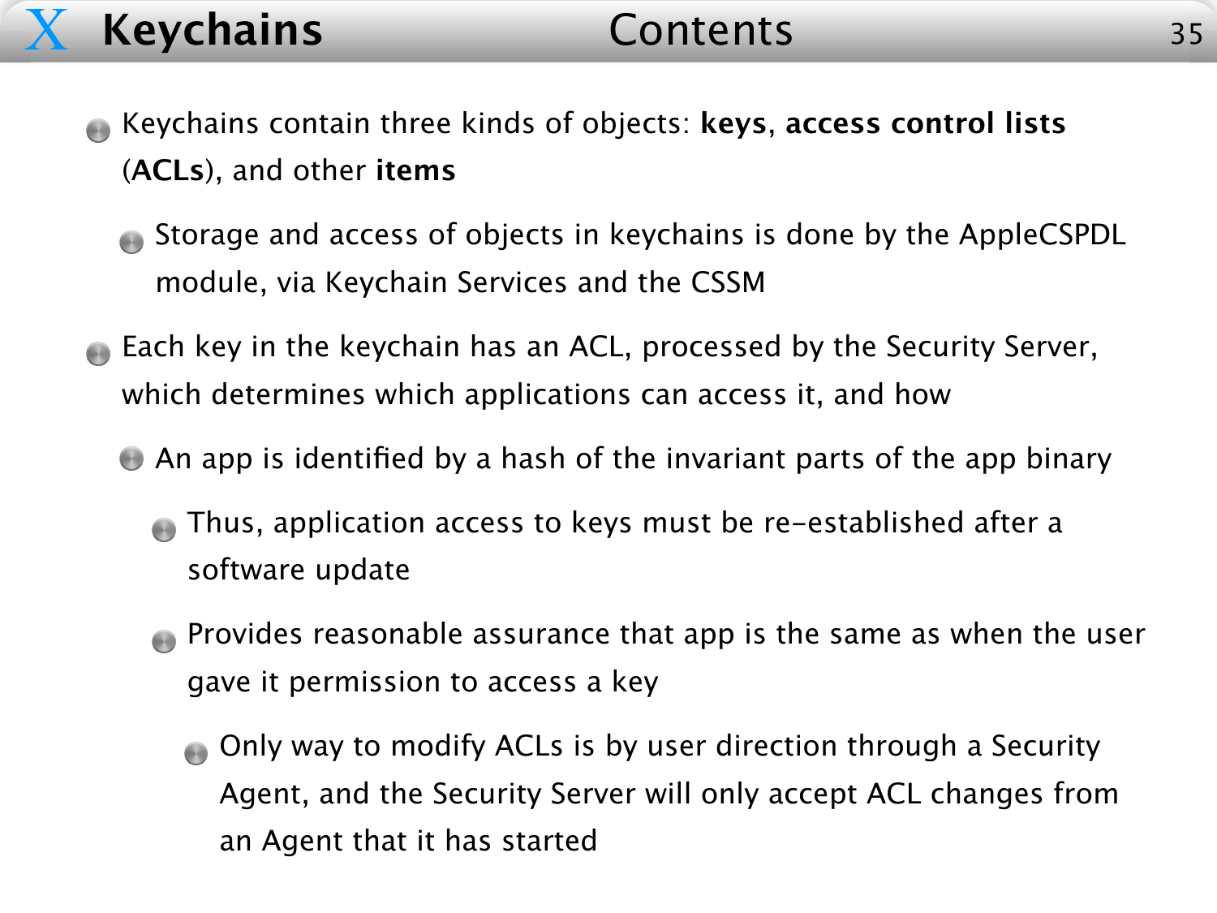# Keychains — Contents

- Keychains contain three kinds of objects: **keys**, **access control lists** (**ACLs**), and other **items**
  - Storage and access of objects in keychains is done by the AppleCSPDL module, via Keychain Services and the CSSM
- Each key in the keychain has an ACL, processed by the Security Server, which determines which applications can access it, and how
  - An app is identified by a hash of the invariant parts of the app binary
    - Thus, application access to keys must be re-established after a software update
    - Provides reasonable assurance that app is the same as when the user gave it permission to access a key
      - Only way to modify ACLs is by user direction through a Security Agent, and the Security Server will only accept ACL changes from an Agent that it has started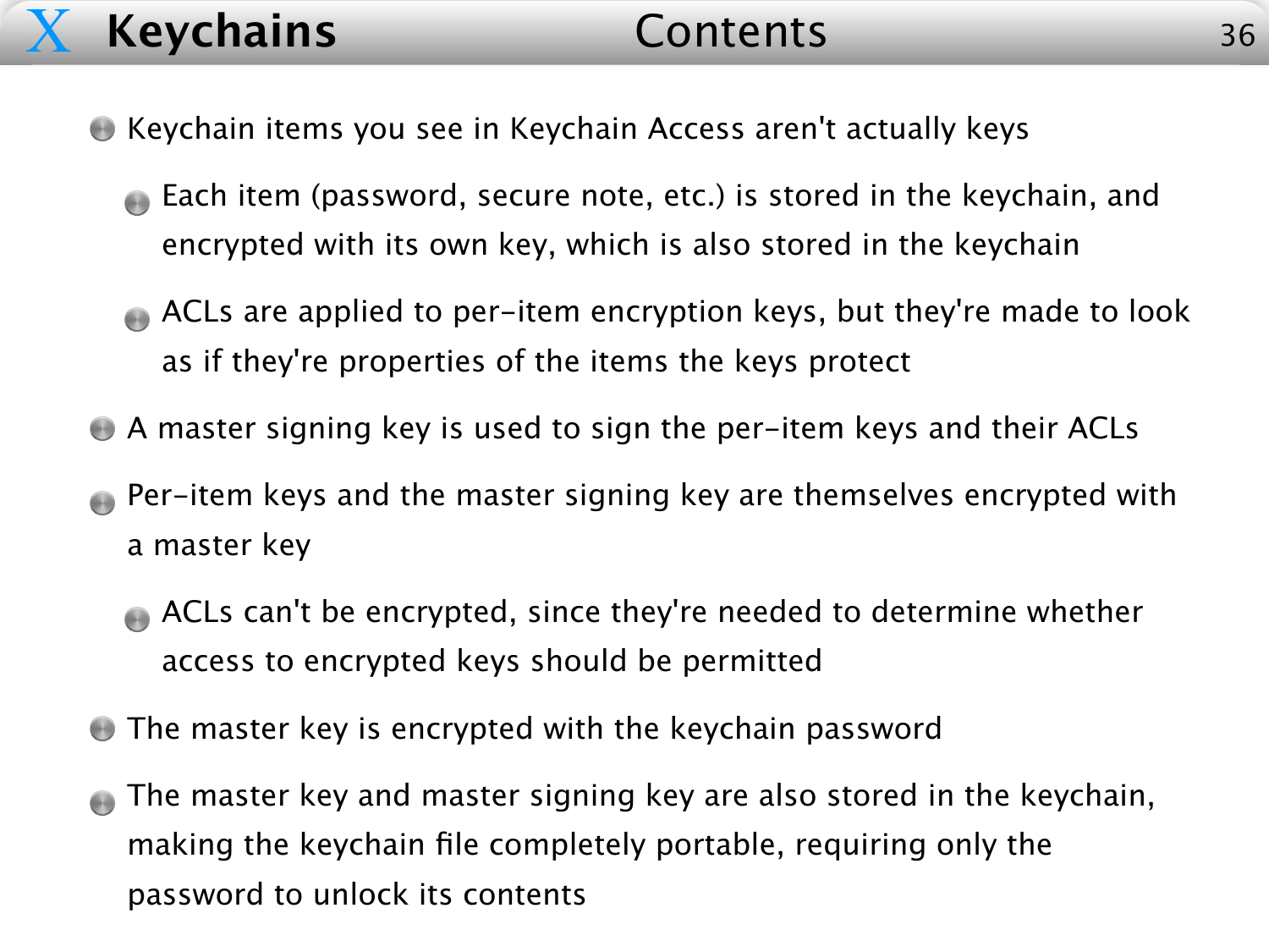# Keychains — Contents

- Keychain items you see in Keychain Access aren't actually keys
  - Each item (password, secure note, etc.) is stored in the keychain, and encrypted with its own key, which is also stored in the keychain
  - ACLs are applied to per-item encryption keys, but they're made to look as if they're properties of the items the keys protect
- A master signing key is used to sign the per-item keys and their ACLs
- Per-item keys and the master signing key are themselves encrypted with a master key
  - ACLs can't be encrypted, since they're needed to determine whether access to encrypted keys should be permitted
- The master key is encrypted with the keychain password
- The master key and master signing key are also stored in the keychain, making the keychain file completely portable, requiring only the password to unlock its contents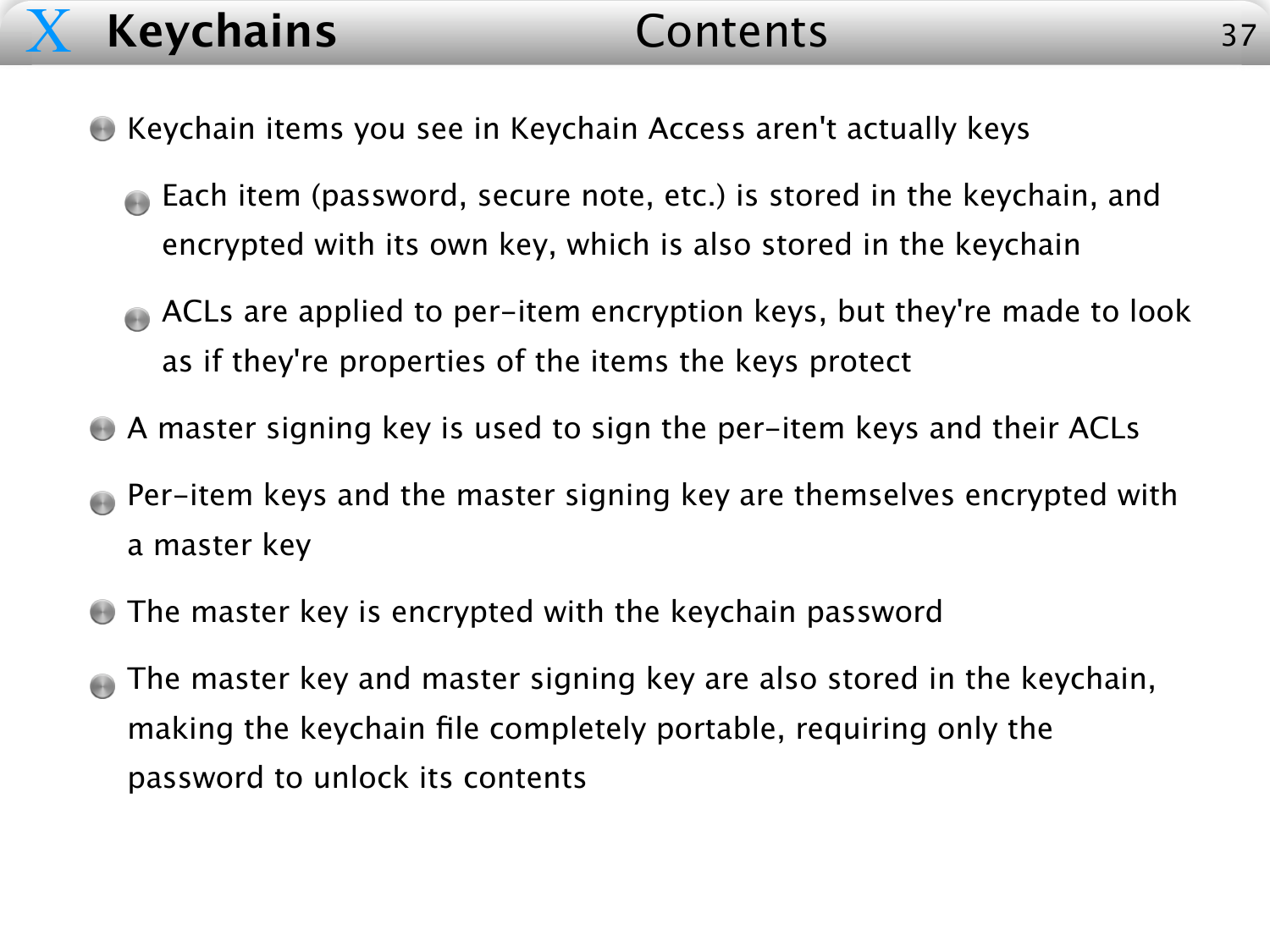# Keychains — Contents

- Keychain items you see in Keychain Access aren't actually keys
  - Each item (password, secure note, etc.) is stored in the keychain, and encrypted with its own key, which is also stored in the keychain
  - ACLs are applied to per-item encryption keys, but they're made to look as if they're properties of the items the keys protect
- A master signing key is used to sign the per-item keys and their ACLs
- Per-item keys and the master signing key are themselves encrypted with a master key
- The master key is encrypted with the keychain password
- The master key and master signing key are also stored in the keychain, making the keychain file completely portable, requiring only the password to unlock its contents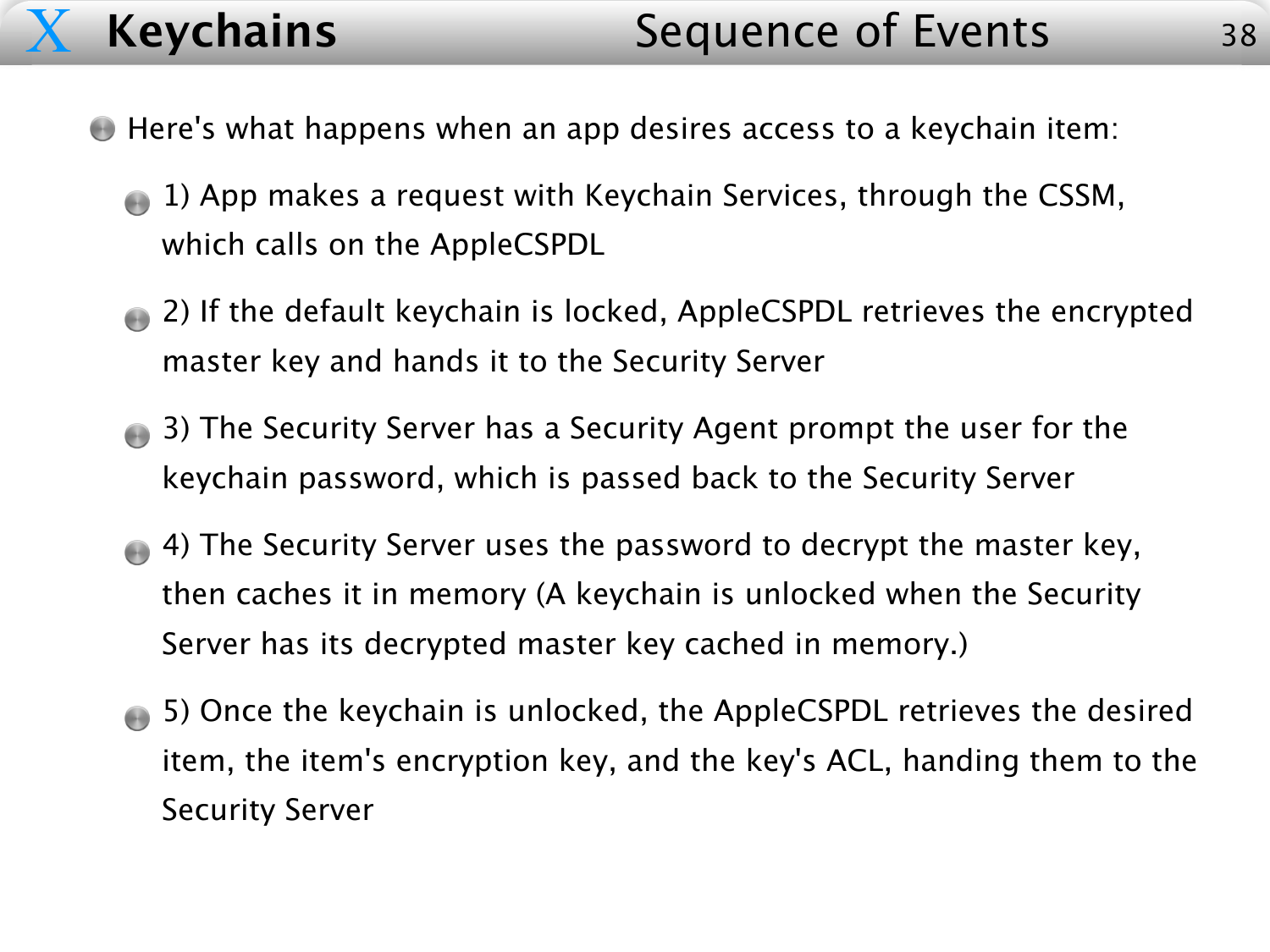# Keychains — Sequence of Events

- Here's what happens when an app desires access to a keychain item:
  - 1) App makes a request with Keychain Services, through the CSSM, which calls on the AppleCSPDL
  - 2) If the default keychain is locked, AppleCSPDL retrieves the encrypted master key and hands it to the Security Server
  - 3) The Security Server has a Security Agent prompt the user for the keychain password, which is passed back to the Security Server
  - 4) The Security Server uses the password to decrypt the master key, then caches it in memory (A keychain is unlocked when the Security Server has its decrypted master key cached in memory.)
  - 5) Once the keychain is unlocked, the AppleCSPDL retrieves the desired item, the item's encryption key, and the key's ACL, handing them to the Security Server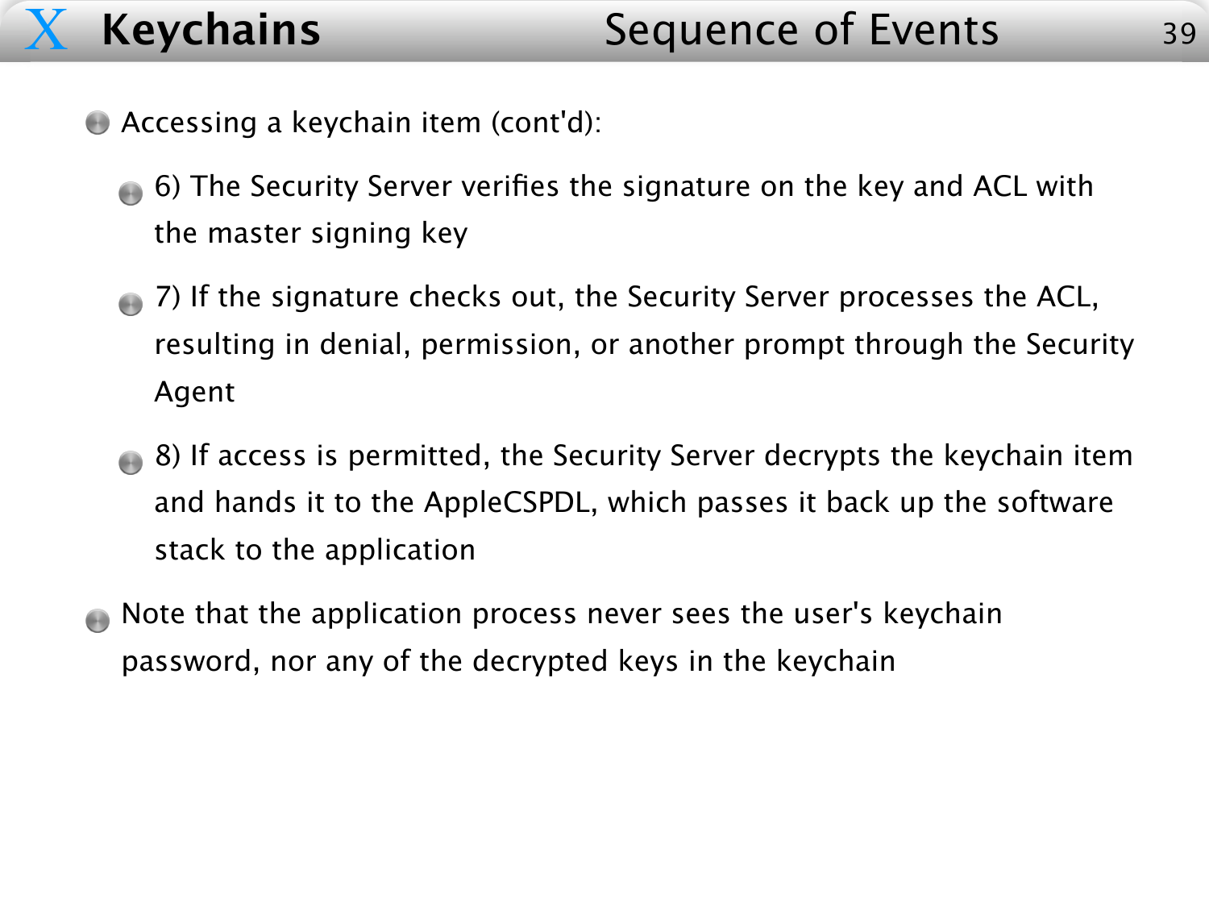# Keychains — Sequence of Events

- Accessing a keychain item (cont'd):
  - 6) The Security Server verifies the signature on the key and ACL with the master signing key
  - 7) If the signature checks out, the Security Server processes the ACL, resulting in denial, permission, or another prompt through the Security Agent
  - 8) If access is permitted, the Security Server decrypts the keychain item and hands it to the AppleCSPDL, which passes it back up the software stack to the application
- Note that the application process never sees the user's keychain password, nor any of the decrypted keys in the keychain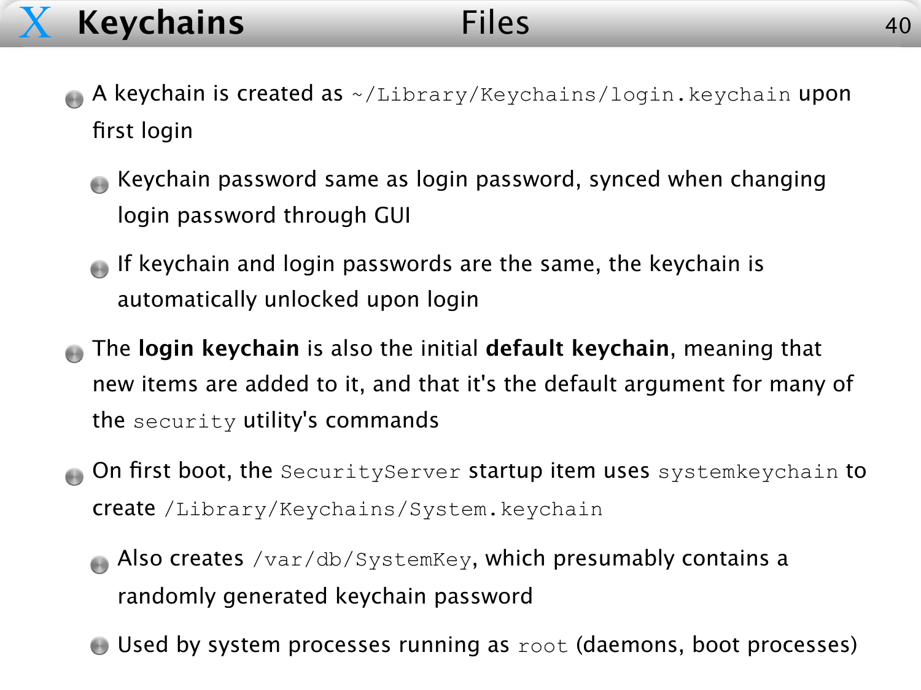# Keychains — Files

- A keychain is created as `~/Library/Keychains/login.keychain` upon first login
  - Keychain password same as login password, synced when changing login password through GUI
  - If keychain and login passwords are the same, the keychain is automatically unlocked upon login
- The **login keychain** is also the initial **default keychain**, meaning that new items are added to it, and that it's the default argument for many of the `security` utility's commands
- On first boot, the `SecurityServer` startup item uses `systemkeychain` to create `/Library/Keychains/System.keychain`
  - Also creates `/var/db/SystemKey`, which presumably contains a randomly generated keychain password
  - Used by system processes running as `root` (daemons, boot processes)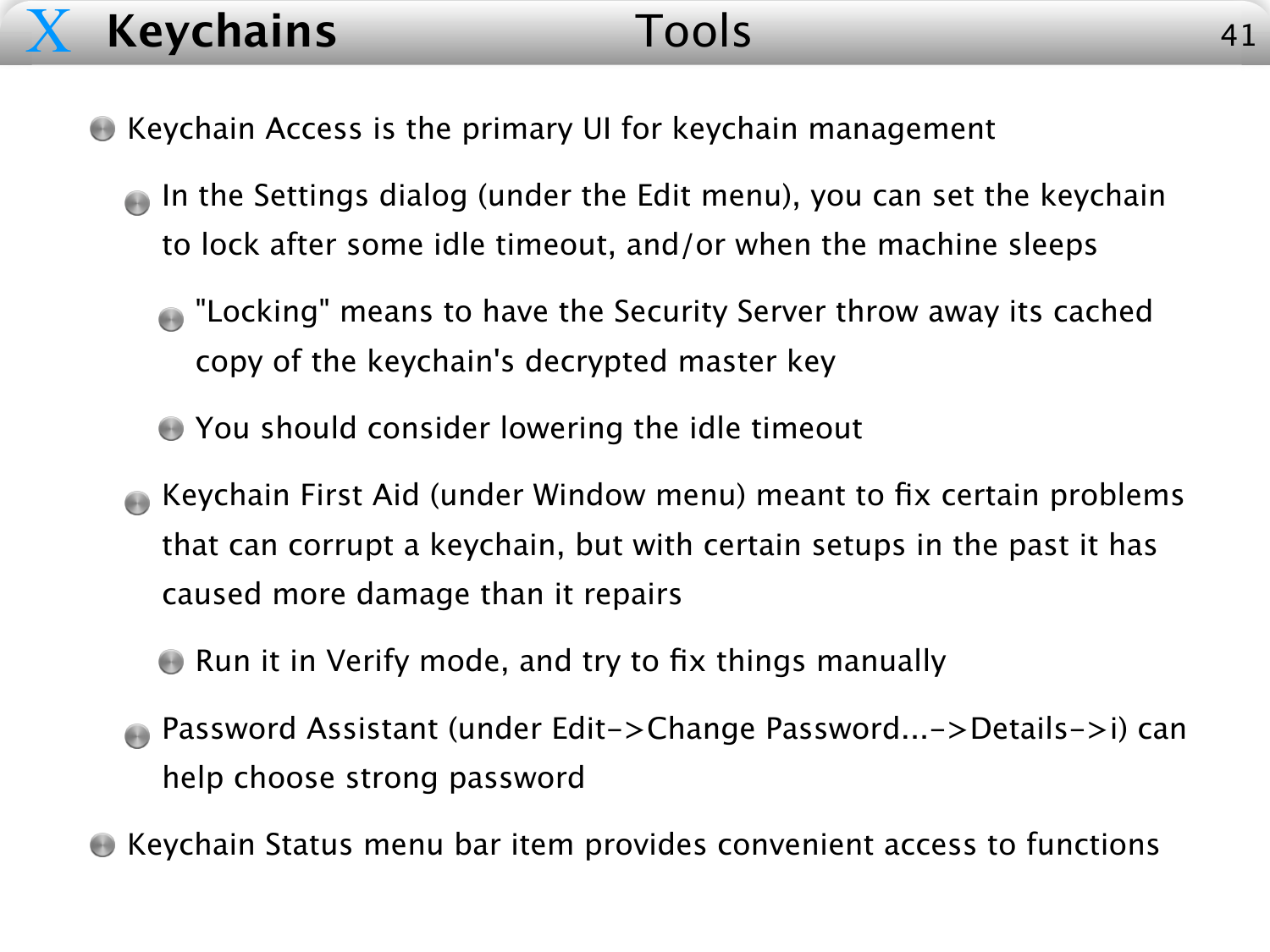# Keychains — Tools

- Keychain Access is the primary UI for keychain management
  - In the Settings dialog (under the Edit menu), you can set the keychain to lock after some idle timeout, and/or when the machine sleeps
    - "Locking" means to have the Security Server throw away its cached copy of the keychain's decrypted master key
    - You should consider lowering the idle timeout
  - Keychain First Aid (under Window menu) meant to fix certain problems that can corrupt a keychain, but with certain setups in the past it has caused more damage than it repairs
    - Run it in Verify mode, and try to fix things manually
  - Password Assistant (under Edit->Change Password...->Details->i) can help choose strong password
- Keychain Status menu bar item provides convenient access to functions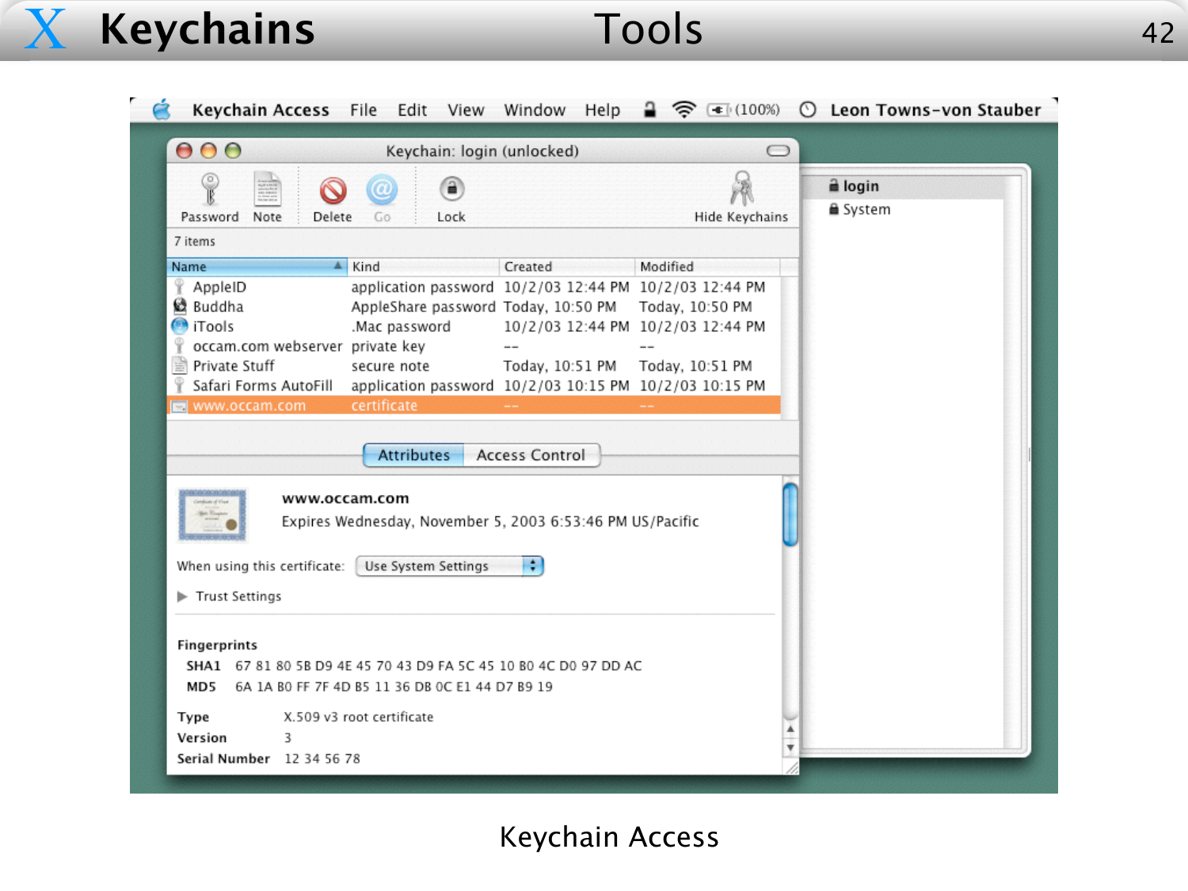# Keychains — Tools

| Name | Kind | Created | Modified |
|---|---|---|---|
| AppleID | application password | 10/2/03 12:44 PM | 10/2/03 12:44 PM |
| Buddha | AppleShare password | Today, 10:50 PM | Today, 10:50 PM |
| iTools | .Mac password | 10/2/03 12:44 PM | 10/2/03 12:44 PM |
| occam.com webserver | private key | -- | -- |
| Private Stuff | secure note | Today, 10:51 PM | Today, 10:51 PM |
| Safari Forms AutoFill | application password | 10/2/03 10:15 PM | 10/2/03 10:15 PM |
| www.occam.com | certificate | -- | -- |

**www.occam.com**
Expires Wednesday, November 5, 2003 6:53:46 PM US/Pacific

When using this certificate: Use System Settings

Trust Settings

**Fingerprints**
- **SHA1** 67 81 80 5B D9 4E 45 70 43 D9 FA 5C 45 10 B0 4C D0 97 DD AC
- **MD5** 6A 1A B0 FF 7F 4D B5 11 36 DB 0C E1 44 D7 B9 19

**Type** X.509 v3 root certificate
**Version** 3
**Serial Number** 12 34 56 78

Keychain Access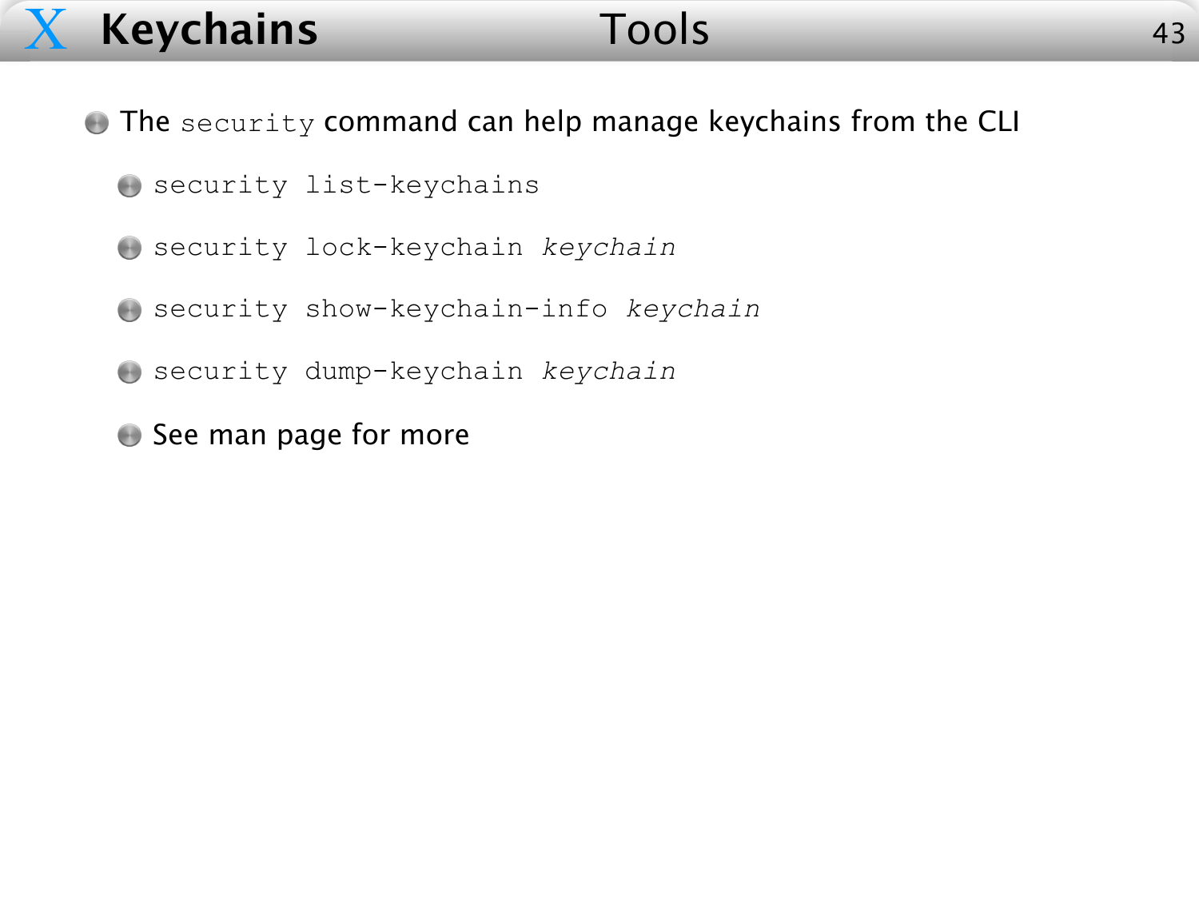# Keychains — Tools

- The `security` command can help manage keychains from the CLI
  - `security list-keychains`
  - `security lock-keychain` *`keychain`*
  - `security show-keychain-info` *`keychain`*
  - `security dump-keychain` *`keychain`*
  - See man page for more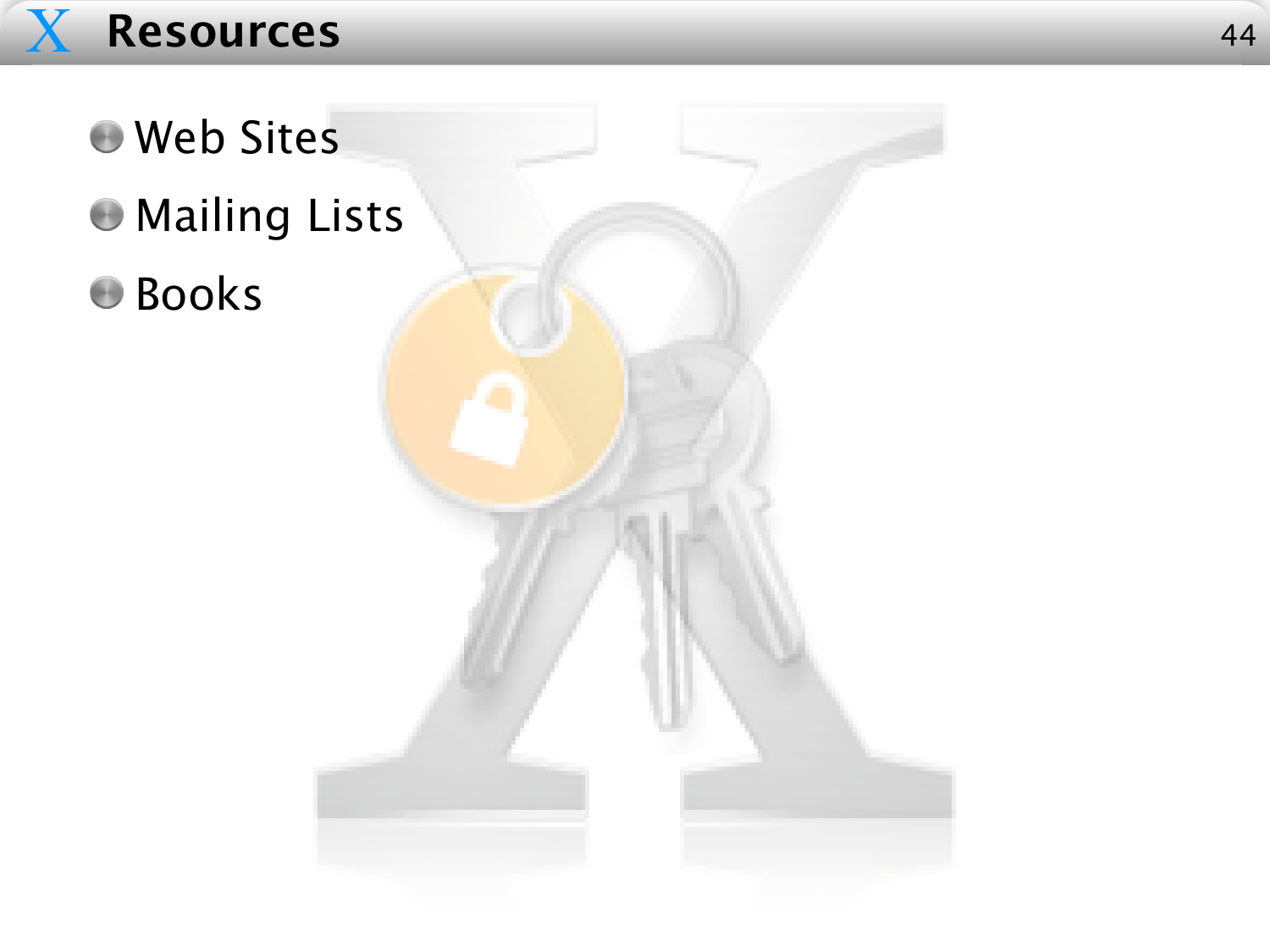# Resources

- Web Sites
- Mailing Lists
- Books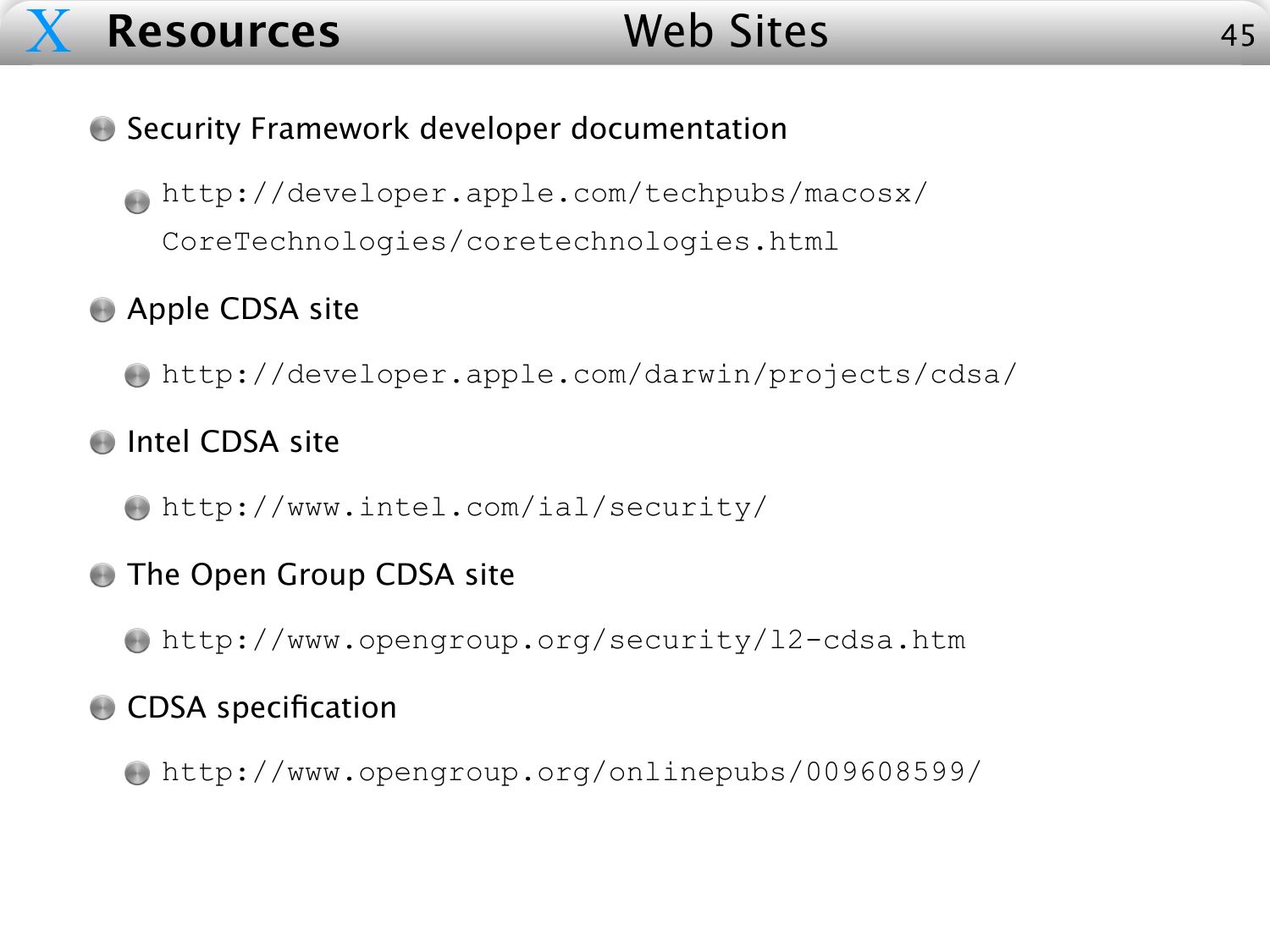# Resources — Web Sites

- Security Framework developer documentation
  - `http://developer.apple.com/techpubs/macosx/CoreTechnologies/coretechnologies.html`
- Apple CDSA site
  - `http://developer.apple.com/darwin/projects/cdsa/`
- Intel CDSA site
  - `http://www.intel.com/ial/security/`
- The Open Group CDSA site
  - `http://www.opengroup.org/security/l2-cdsa.htm`
- CDSA specification
  - `http://www.opengroup.org/onlinepubs/009608599/`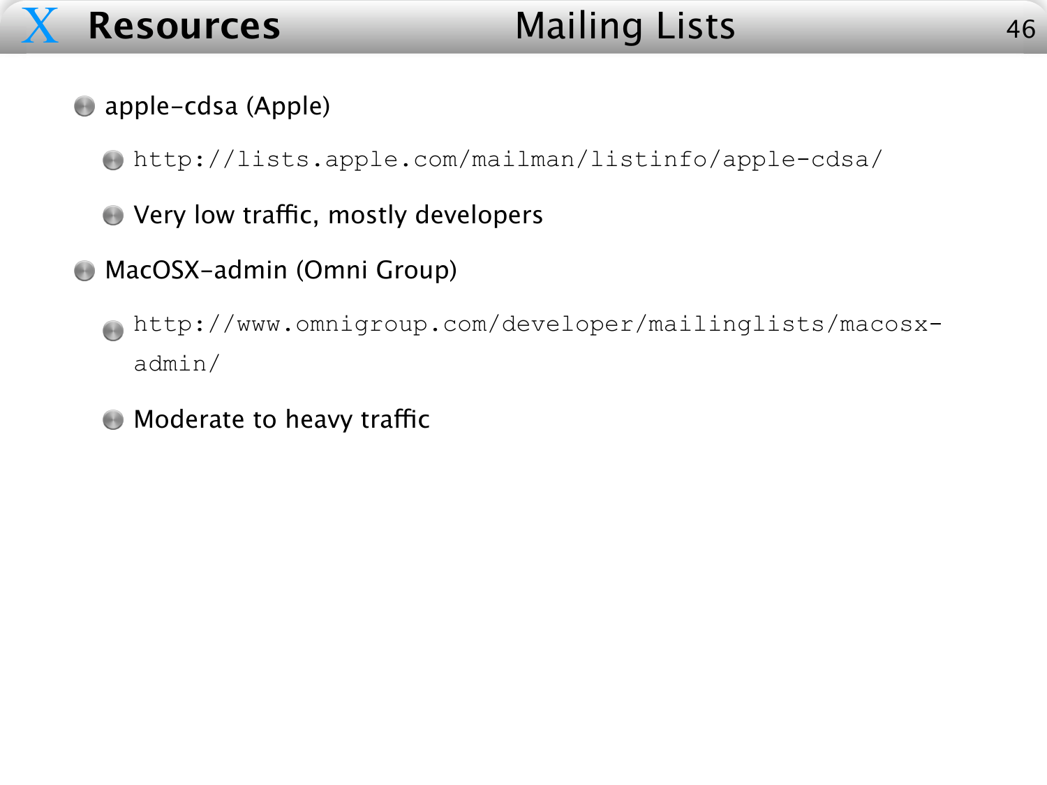## Resources — Mailing Lists

- apple-cdsa (Apple)
  - `http://lists.apple.com/mailman/listinfo/apple-cdsa/`
  - Very low traffic, mostly developers
- MacOSX-admin (Omni Group)
  - `http://www.omnigroup.com/developer/mailinglists/macosx-admin/`
  - Moderate to heavy traffic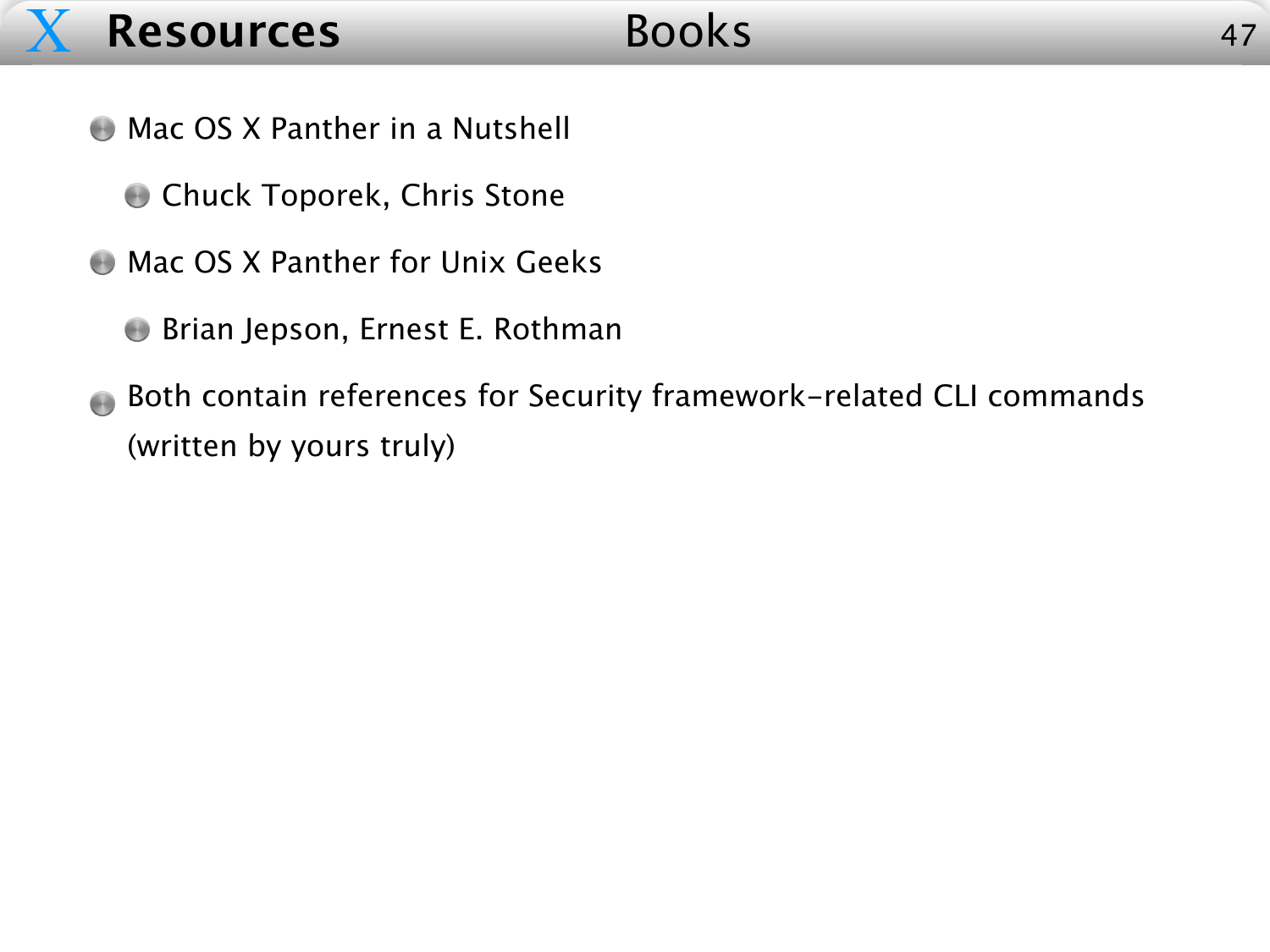# Resources — Books

- Mac OS X Panther in a Nutshell
  - Chuck Toporek, Chris Stone
- Mac OS X Panther for Unix Geeks
  - Brian Jepson, Ernest E. Rothman
- Both contain references for Security framework-related CLI commands (written by yours truly)